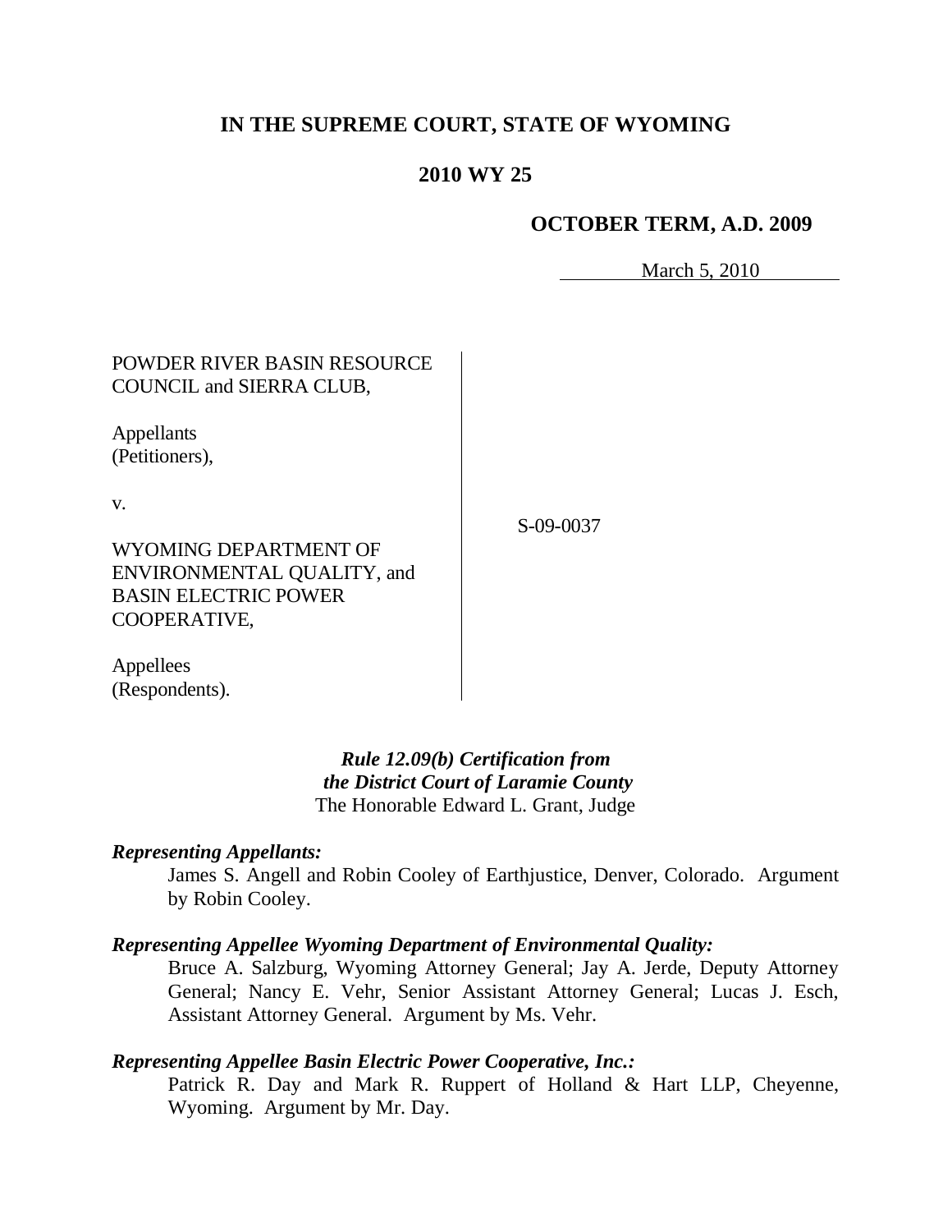# IN THE SUPREME COURT, STATE OF WYOMING

## 2010 WY 25

### OCTOBER TERM, A.D. 2009

March 5, 2010

| | |
|---|---|
| POWDER RIVER BASIN RESOURCE COUNCIL and SIERRA CLUB,<br><br>Appellants (Petitioners),<br><br>v.<br><br>WYOMING DEPARTMENT OF ENVIRONMENTAL QUALITY, and BASIN ELECTRIC POWER COOPERATIVE,<br><br>Appellees (Respondents). | S-09-0037 |

*Rule 12.09(b) Certification from the District Court of Laramie County*
The Honorable Edward L. Grant, Judge

***Representing Appellants:***

James S. Angell and Robin Cooley of Earthjustice, Denver, Colorado. Argument by Robin Cooley.

***Representing Appellee Wyoming Department of Environmental Quality:***

Bruce A. Salzburg, Wyoming Attorney General; Jay A. Jerde, Deputy Attorney General; Nancy E. Vehr, Senior Assistant Attorney General; Lucas J. Esch, Assistant Attorney General. Argument by Ms. Vehr.

***Representing Appellee Basin Electric Power Cooperative, Inc.:***

Patrick R. Day and Mark R. Ruppert of Holland & Hart LLP, Cheyenne, Wyoming. Argument by Mr. Day.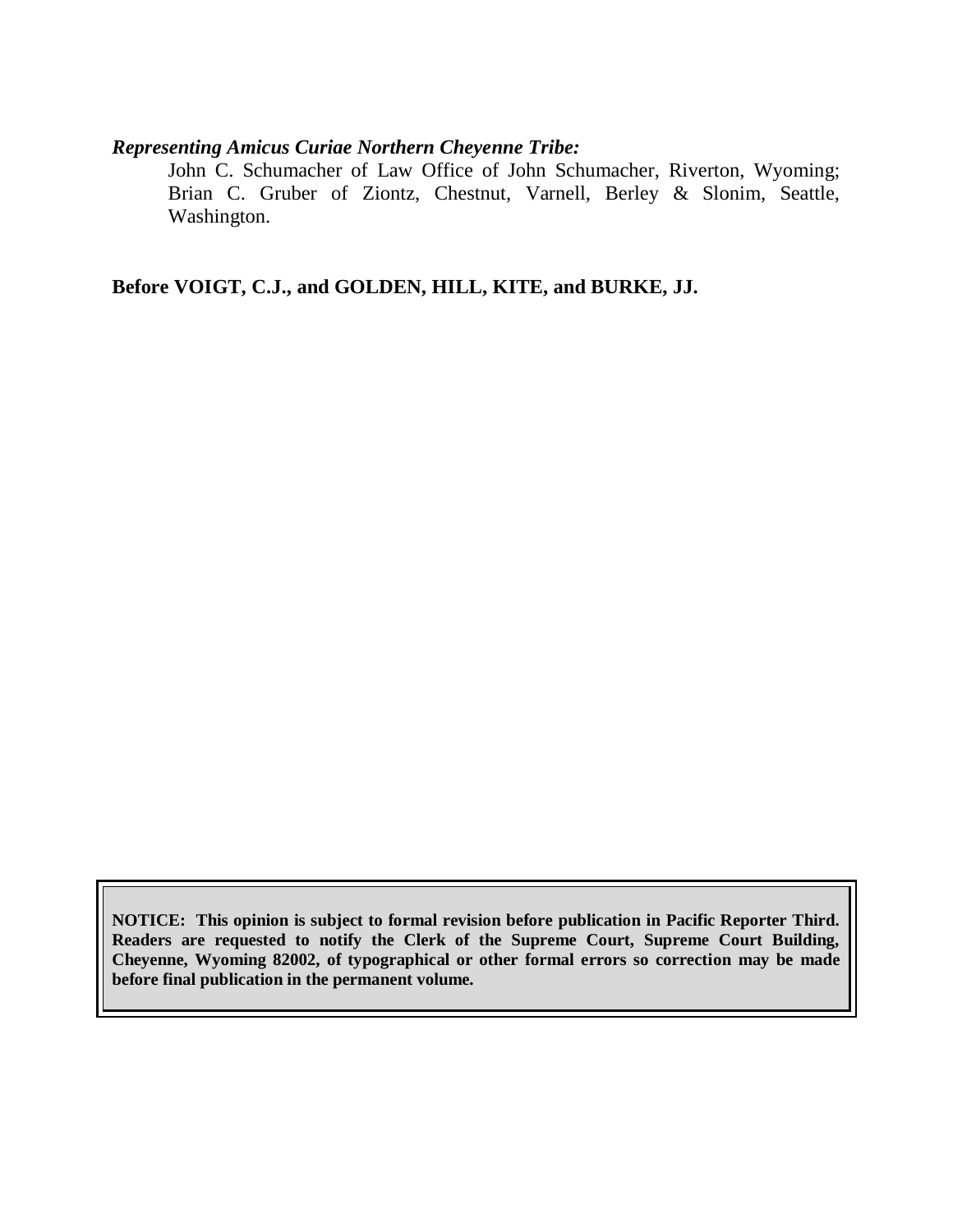***Representing Amicus Curiae Northern Cheyenne Tribe:***

John C. Schumacher of Law Office of John Schumacher, Riverton, Wyoming; Brian C. Gruber of Ziontz, Chestnut, Varnell, Berley & Slonim, Seattle, Washington.

**Before VOIGT, C.J., and GOLDEN, HILL, KITE, and BURKE, JJ.**

**NOTICE: This opinion is subject to formal revision before publication in Pacific Reporter Third. Readers are requested to notify the Clerk of the Supreme Court, Supreme Court Building, Cheyenne, Wyoming 82002, of typographical or other formal errors so correction may be made before final publication in the permanent volume.**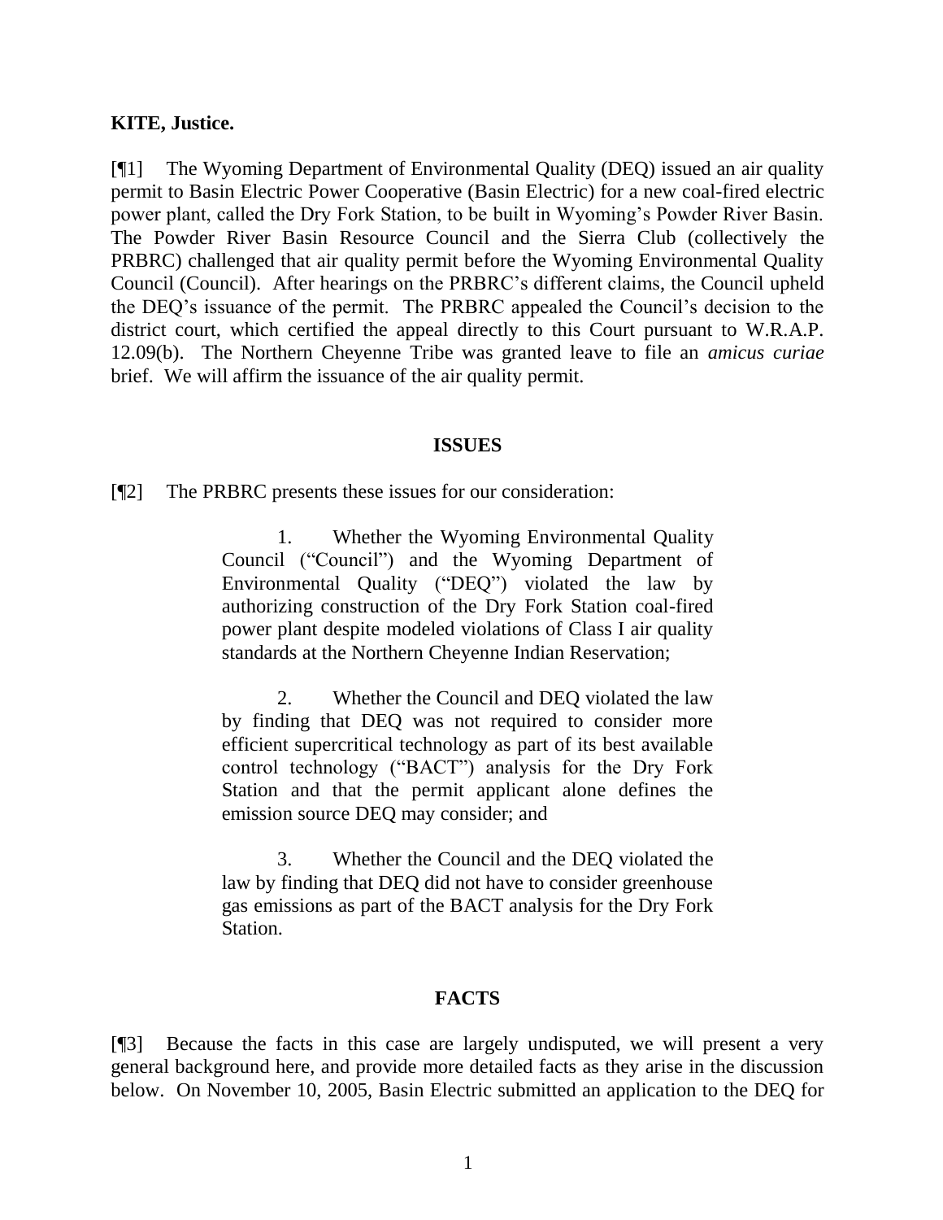**KITE, Justice.**

[¶1] The Wyoming Department of Environmental Quality (DEQ) issued an air quality permit to Basin Electric Power Cooperative (Basin Electric) for a new coal-fired electric power plant, called the Dry Fork Station, to be built in Wyoming's Powder River Basin. The Powder River Basin Resource Council and the Sierra Club (collectively the PRBRC) challenged that air quality permit before the Wyoming Environmental Quality Council (Council). After hearings on the PRBRC's different claims, the Council upheld the DEQ's issuance of the permit. The PRBRC appealed the Council's decision to the district court, which certified the appeal directly to this Court pursuant to W.R.A.P. 12.09(b). The Northern Cheyenne Tribe was granted leave to file an *amicus curiae* brief. We will affirm the issuance of the air quality permit.

## ISSUES

[¶2] The PRBRC presents these issues for our consideration:

> 1. Whether the Wyoming Environmental Quality Council ("Council") and the Wyoming Department of Environmental Quality ("DEQ") violated the law by authorizing construction of the Dry Fork Station coal-fired power plant despite modeled violations of Class I air quality standards at the Northern Cheyenne Indian Reservation;
>
> 2. Whether the Council and DEQ violated the law by finding that DEQ was not required to consider more efficient supercritical technology as part of its best available control technology ("BACT") analysis for the Dry Fork Station and that the permit applicant alone defines the emission source DEQ may consider; and
>
> 3. Whether the Council and the DEQ violated the law by finding that DEQ did not have to consider greenhouse gas emissions as part of the BACT analysis for the Dry Fork Station.

## FACTS

[¶3] Because the facts in this case are largely undisputed, we will present a very general background here, and provide more detailed facts as they arise in the discussion below. On November 10, 2005, Basin Electric submitted an application to the DEQ for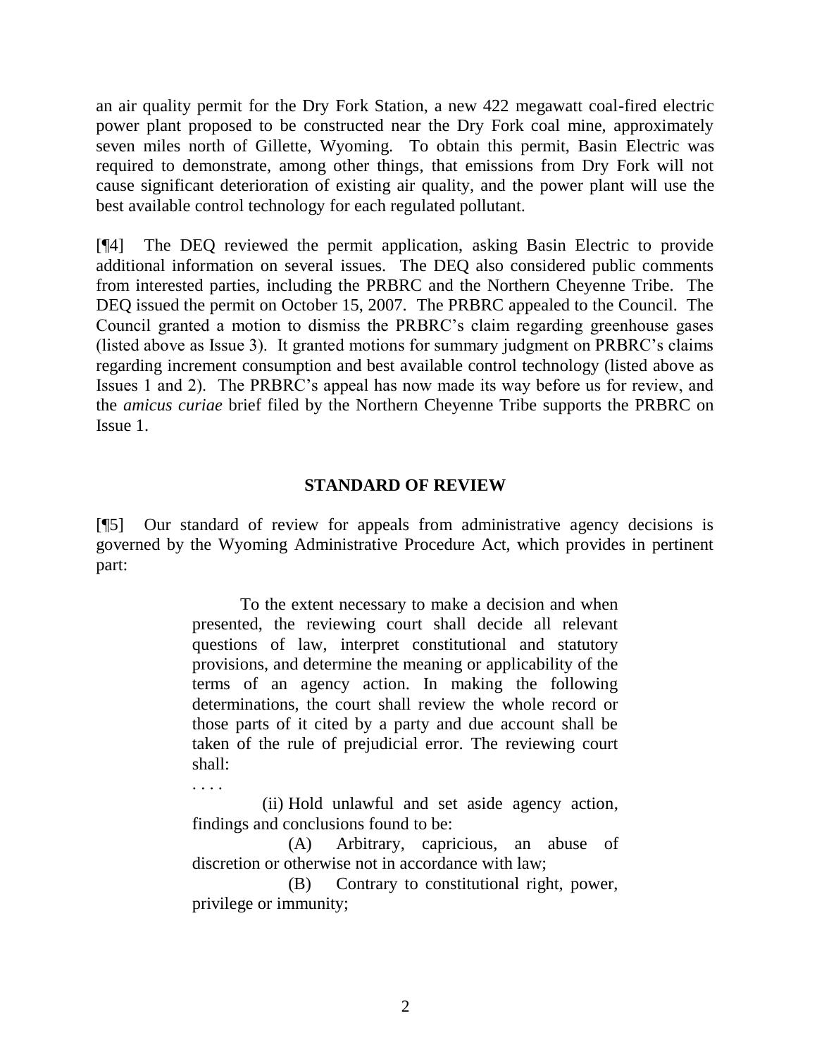an air quality permit for the Dry Fork Station, a new 422 megawatt coal-fired electric power plant proposed to be constructed near the Dry Fork coal mine, approximately seven miles north of Gillette, Wyoming. To obtain this permit, Basin Electric was required to demonstrate, among other things, that emissions from Dry Fork will not cause significant deterioration of existing air quality, and the power plant will use the best available control technology for each regulated pollutant.

[¶4] The DEQ reviewed the permit application, asking Basin Electric to provide additional information on several issues. The DEQ also considered public comments from interested parties, including the PRBRC and the Northern Cheyenne Tribe. The DEQ issued the permit on October 15, 2007. The PRBRC appealed to the Council. The Council granted a motion to dismiss the PRBRC's claim regarding greenhouse gases (listed above as Issue 3). It granted motions for summary judgment on PRBRC's claims regarding increment consumption and best available control technology (listed above as Issues 1 and 2). The PRBRC's appeal has now made its way before us for review, and the *amicus curiae* brief filed by the Northern Cheyenne Tribe supports the PRBRC on Issue 1.

## STANDARD OF REVIEW

[¶5] Our standard of review for appeals from administrative agency decisions is governed by the Wyoming Administrative Procedure Act, which provides in pertinent part:

> To the extent necessary to make a decision and when presented, the reviewing court shall decide all relevant questions of law, interpret constitutional and statutory provisions, and determine the meaning or applicability of the terms of an agency action. In making the following determinations, the court shall review the whole record or those parts of it cited by a party and due account shall be taken of the rule of prejudicial error. The reviewing court shall:
>
> . . . .
>
> (ii) Hold unlawful and set aside agency action, findings and conclusions found to be:
>
> (A) Arbitrary, capricious, an abuse of discretion or otherwise not in accordance with law;
>
> (B) Contrary to constitutional right, power, privilege or immunity;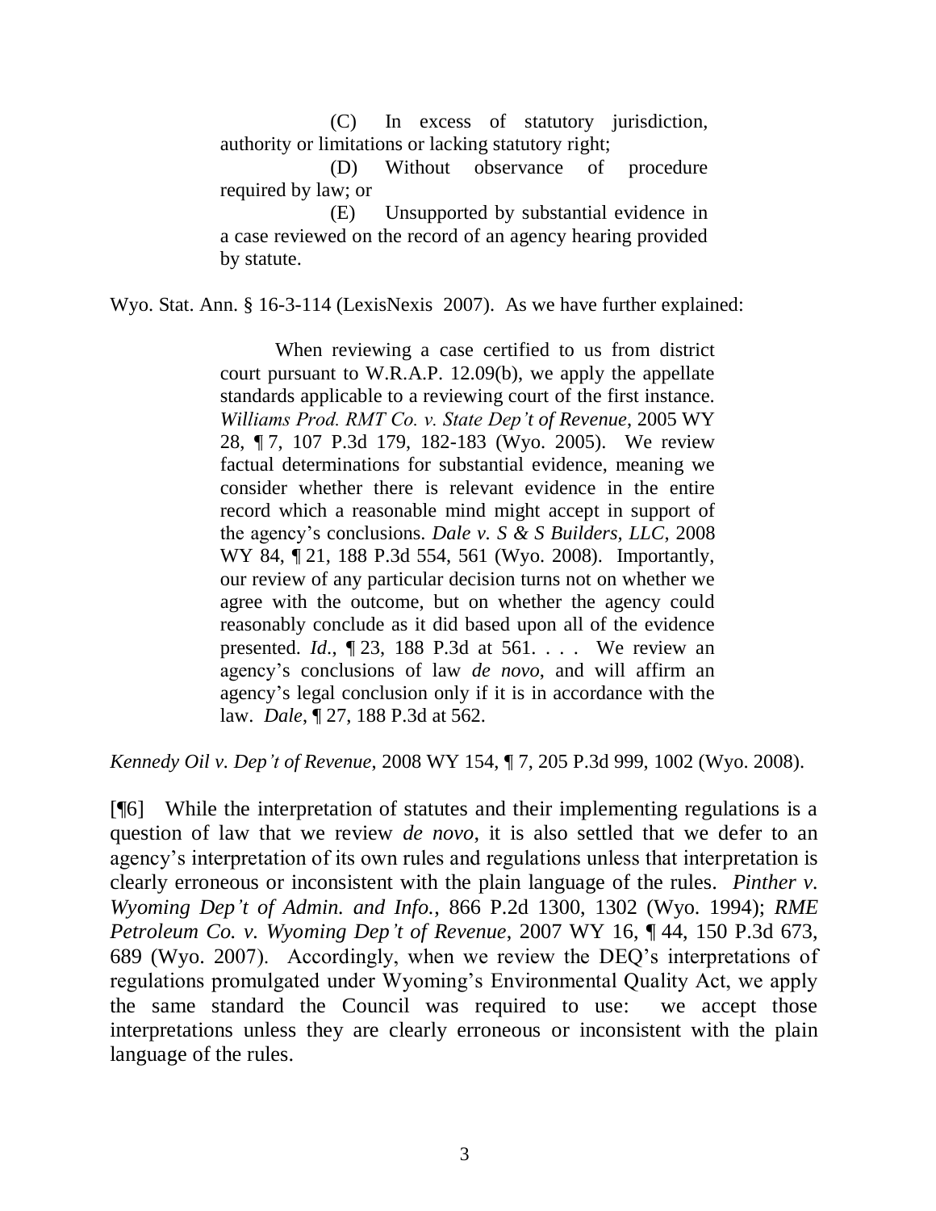> (C) In excess of statutory jurisdiction, authority or limitations or lacking statutory right;
>
> (D) Without observance of procedure required by law; or
>
> (E) Unsupported by substantial evidence in a case reviewed on the record of an agency hearing provided by statute.

Wyo. Stat. Ann. § 16-3-114 (LexisNexis 2007). As we have further explained:

> When reviewing a case certified to us from district court pursuant to W.R.A.P. 12.09(b), we apply the appellate standards applicable to a reviewing court of the first instance. *Williams Prod. RMT Co. v. State Dep't of Revenue*, 2005 WY 28, ¶ 7, 107 P.3d 179, 182-183 (Wyo. 2005). We review factual determinations for substantial evidence, meaning we consider whether there is relevant evidence in the entire record which a reasonable mind might accept in support of the agency's conclusions. *Dale v. S & S Builders, LLC*, 2008 WY 84, ¶ 21, 188 P.3d 554, 561 (Wyo. 2008). Importantly, our review of any particular decision turns not on whether we agree with the outcome, but on whether the agency could reasonably conclude as it did based upon all of the evidence presented. *Id.*, ¶ 23, 188 P.3d at 561. . . . We review an agency's conclusions of law *de novo*, and will affirm an agency's legal conclusion only if it is in accordance with the law. *Dale*, ¶ 27, 188 P.3d at 562.

*Kennedy Oil v. Dep't of Revenue*, 2008 WY 154, ¶ 7, 205 P.3d 999, 1002 (Wyo. 2008).

[¶6] While the interpretation of statutes and their implementing regulations is a question of law that we review *de novo*, it is also settled that we defer to an agency's interpretation of its own rules and regulations unless that interpretation is clearly erroneous or inconsistent with the plain language of the rules. *Pinther v. Wyoming Dep't of Admin. and Info.*, 866 P.2d 1300, 1302 (Wyo. 1994); *RME Petroleum Co. v. Wyoming Dep't of Revenue*, 2007 WY 16, ¶ 44, 150 P.3d 673, 689 (Wyo. 2007). Accordingly, when we review the DEQ's interpretations of regulations promulgated under Wyoming's Environmental Quality Act, we apply the same standard the Council was required to use: we accept those interpretations unless they are clearly erroneous or inconsistent with the plain language of the rules.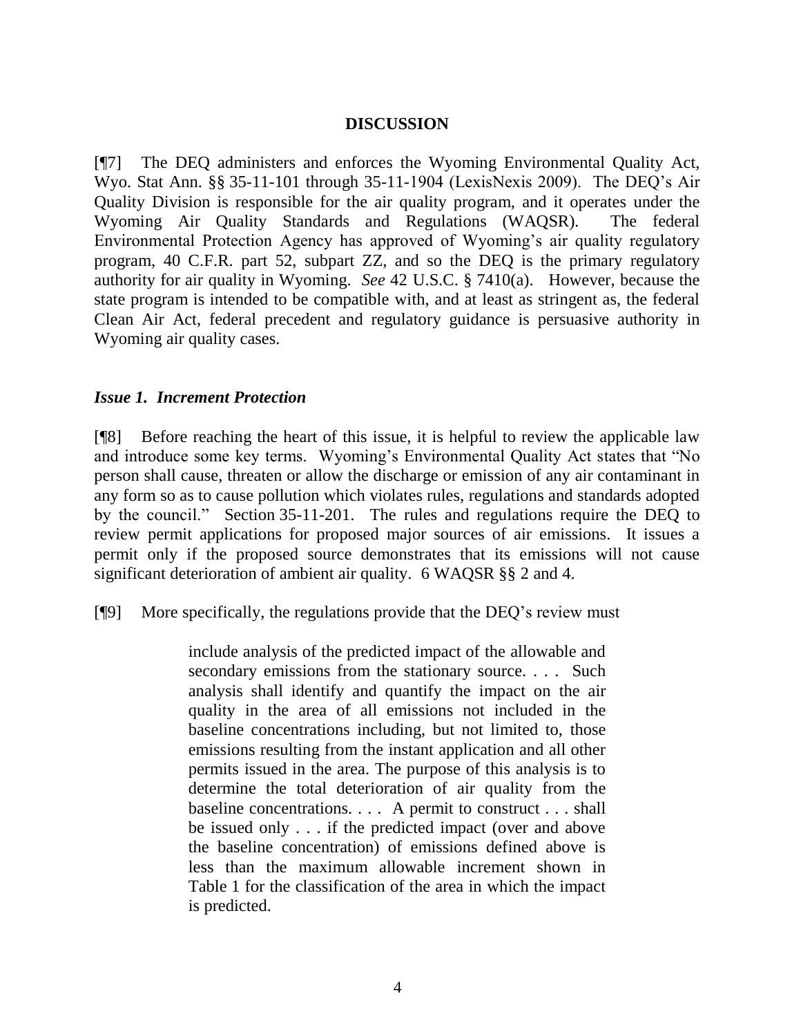## DISCUSSION

[¶7] The DEQ administers and enforces the Wyoming Environmental Quality Act, Wyo. Stat Ann. §§ 35-11-101 through 35-11-1904 (LexisNexis 2009). The DEQ's Air Quality Division is responsible for the air quality program, and it operates under the Wyoming Air Quality Standards and Regulations (WAQSR). The federal Environmental Protection Agency has approved of Wyoming's air quality regulatory program, 40 C.F.R. part 52, subpart ZZ, and so the DEQ is the primary regulatory authority for air quality in Wyoming. *See* 42 U.S.C. § 7410(a). However, because the state program is intended to be compatible with, and at least as stringent as, the federal Clean Air Act, federal precedent and regulatory guidance is persuasive authority in Wyoming air quality cases.

### *Issue 1. Increment Protection*

[¶8] Before reaching the heart of this issue, it is helpful to review the applicable law and introduce some key terms. Wyoming's Environmental Quality Act states that "No person shall cause, threaten or allow the discharge or emission of any air contaminant in any form so as to cause pollution which violates rules, regulations and standards adopted by the council." Section 35-11-201. The rules and regulations require the DEQ to review permit applications for proposed major sources of air emissions. It issues a permit only if the proposed source demonstrates that its emissions will not cause significant deterioration of ambient air quality. 6 WAQSR §§ 2 and 4.

[¶9] More specifically, the regulations provide that the DEQ's review must

> include analysis of the predicted impact of the allowable and secondary emissions from the stationary source. . . . Such analysis shall identify and quantify the impact on the air quality in the area of all emissions not included in the baseline concentrations including, but not limited to, those emissions resulting from the instant application and all other permits issued in the area. The purpose of this analysis is to determine the total deterioration of air quality from the baseline concentrations. . . . A permit to construct . . . shall be issued only . . . if the predicted impact (over and above the baseline concentration) of emissions defined above is less than the maximum allowable increment shown in Table 1 for the classification of the area in which the impact is predicted.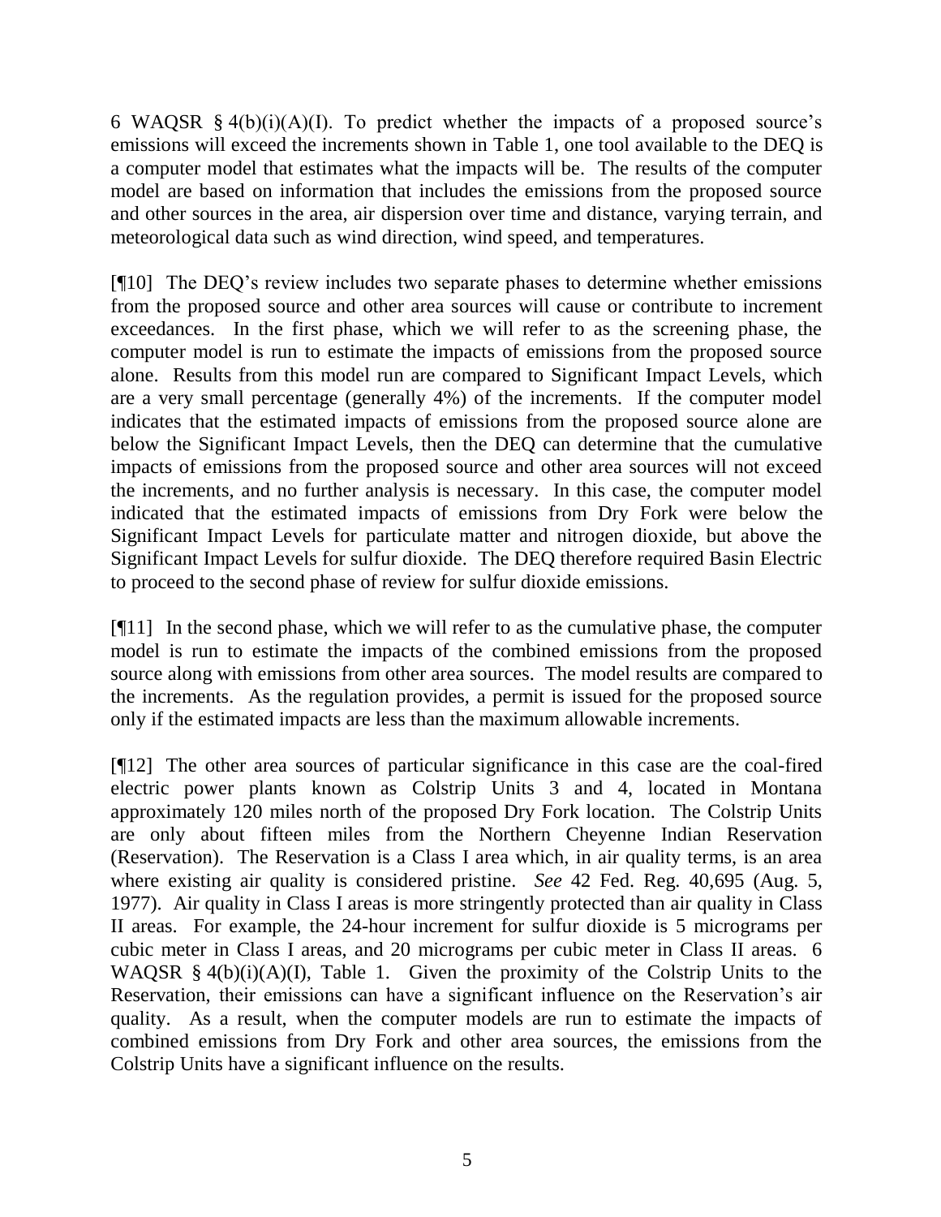6 WAQSR § 4(b)(i)(A)(I). To predict whether the impacts of a proposed source's emissions will exceed the increments shown in Table 1, one tool available to the DEQ is a computer model that estimates what the impacts will be. The results of the computer model are based on information that includes the emissions from the proposed source and other sources in the area, air dispersion over time and distance, varying terrain, and meteorological data such as wind direction, wind speed, and temperatures.

[¶10] The DEQ's review includes two separate phases to determine whether emissions from the proposed source and other area sources will cause or contribute to increment exceedances. In the first phase, which we will refer to as the screening phase, the computer model is run to estimate the impacts of emissions from the proposed source alone. Results from this model run are compared to Significant Impact Levels, which are a very small percentage (generally 4%) of the increments. If the computer model indicates that the estimated impacts of emissions from the proposed source alone are below the Significant Impact Levels, then the DEQ can determine that the cumulative impacts of emissions from the proposed source and other area sources will not exceed the increments, and no further analysis is necessary. In this case, the computer model indicated that the estimated impacts of emissions from Dry Fork were below the Significant Impact Levels for particulate matter and nitrogen dioxide, but above the Significant Impact Levels for sulfur dioxide. The DEQ therefore required Basin Electric to proceed to the second phase of review for sulfur dioxide emissions.

[¶11] In the second phase, which we will refer to as the cumulative phase, the computer model is run to estimate the impacts of the combined emissions from the proposed source along with emissions from other area sources. The model results are compared to the increments. As the regulation provides, a permit is issued for the proposed source only if the estimated impacts are less than the maximum allowable increments.

[¶12] The other area sources of particular significance in this case are the coal-fired electric power plants known as Colstrip Units 3 and 4, located in Montana approximately 120 miles north of the proposed Dry Fork location. The Colstrip Units are only about fifteen miles from the Northern Cheyenne Indian Reservation (Reservation). The Reservation is a Class I area which, in air quality terms, is an area where existing air quality is considered pristine. *See* 42 Fed. Reg. 40,695 (Aug. 5, 1977). Air quality in Class I areas is more stringently protected than air quality in Class II areas. For example, the 24-hour increment for sulfur dioxide is 5 micrograms per cubic meter in Class I areas, and 20 micrograms per cubic meter in Class II areas. 6 WAQSR § 4(b)(i)(A)(I), Table 1. Given the proximity of the Colstrip Units to the Reservation, their emissions can have a significant influence on the Reservation's air quality. As a result, when the computer models are run to estimate the impacts of combined emissions from Dry Fork and other area sources, the emissions from the Colstrip Units have a significant influence on the results.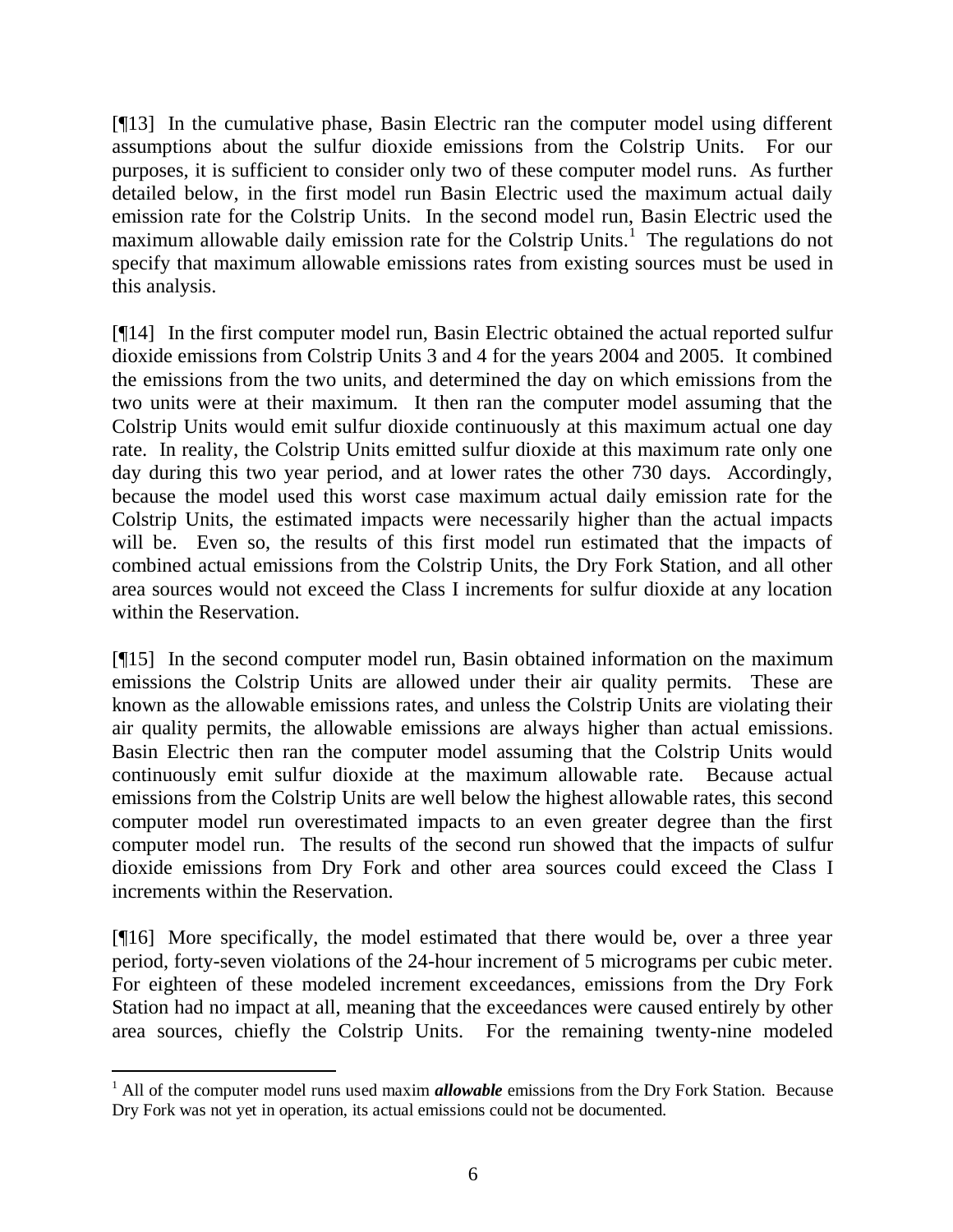[¶13] In the cumulative phase, Basin Electric ran the computer model using different assumptions about the sulfur dioxide emissions from the Colstrip Units. For our purposes, it is sufficient to consider only two of these computer model runs. As further detailed below, in the first model run Basin Electric used the maximum actual daily emission rate for the Colstrip Units. In the second model run, Basin Electric used the maximum allowable daily emission rate for the Colstrip Units.[1] The regulations do not specify that maximum allowable emissions rates from existing sources must be used in this analysis.

[¶14] In the first computer model run, Basin Electric obtained the actual reported sulfur dioxide emissions from Colstrip Units 3 and 4 for the years 2004 and 2005. It combined the emissions from the two units, and determined the day on which emissions from the two units were at their maximum. It then ran the computer model assuming that the Colstrip Units would emit sulfur dioxide continuously at this maximum actual one day rate. In reality, the Colstrip Units emitted sulfur dioxide at this maximum rate only one day during this two year period, and at lower rates the other 730 days. Accordingly, because the model used this worst case maximum actual daily emission rate for the Colstrip Units, the estimated impacts were necessarily higher than the actual impacts will be. Even so, the results of this first model run estimated that the impacts of combined actual emissions from the Colstrip Units, the Dry Fork Station, and all other area sources would not exceed the Class I increments for sulfur dioxide at any location within the Reservation.

[¶15] In the second computer model run, Basin obtained information on the maximum emissions the Colstrip Units are allowed under their air quality permits. These are known as the allowable emissions rates, and unless the Colstrip Units are violating their air quality permits, the allowable emissions are always higher than actual emissions. Basin Electric then ran the computer model assuming that the Colstrip Units would continuously emit sulfur dioxide at the maximum allowable rate. Because actual emissions from the Colstrip Units are well below the highest allowable rates, this second computer model run overestimated impacts to an even greater degree than the first computer model run. The results of the second run showed that the impacts of sulfur dioxide emissions from Dry Fork and other area sources could exceed the Class I increments within the Reservation.

[¶16] More specifically, the model estimated that there would be, over a three year period, forty-seven violations of the 24-hour increment of 5 micrograms per cubic meter. For eighteen of these modeled increment exceedances, emissions from the Dry Fork Station had no impact at all, meaning that the exceedances were caused entirely by other area sources, chiefly the Colstrip Units. For the remaining twenty-nine modeled

[1] All of the computer model runs used maxim ***allowable*** emissions from the Dry Fork Station. Because Dry Fork was not yet in operation, its actual emissions could not be documented.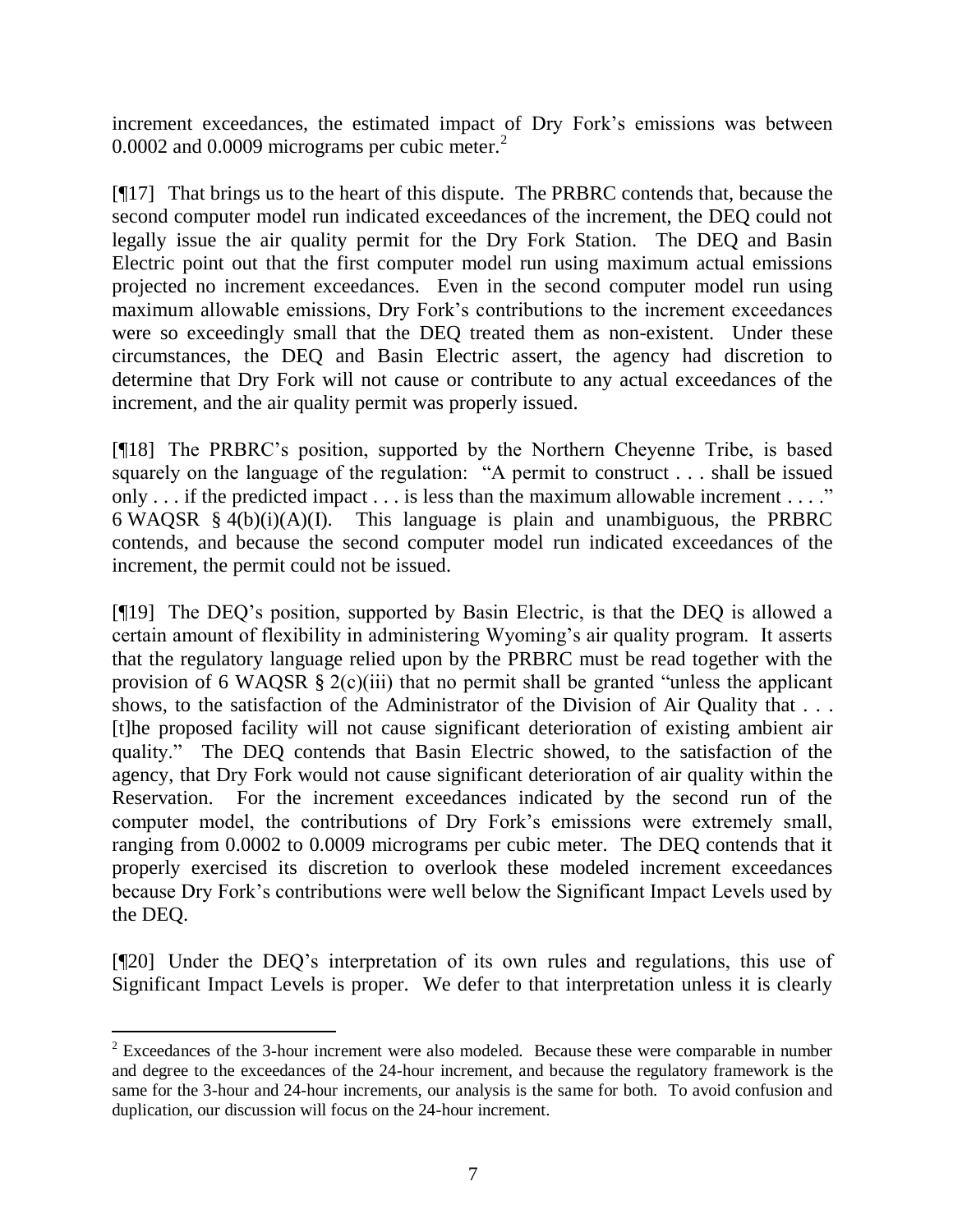increment exceedances, the estimated impact of Dry Fork's emissions was between 0.0002 and 0.0009 micrograms per cubic meter.[2]

[¶17] That brings us to the heart of this dispute. The PRBRC contends that, because the second computer model run indicated exceedances of the increment, the DEQ could not legally issue the air quality permit for the Dry Fork Station. The DEQ and Basin Electric point out that the first computer model run using maximum actual emissions projected no increment exceedances. Even in the second computer model run using maximum allowable emissions, Dry Fork's contributions to the increment exceedances were so exceedingly small that the DEQ treated them as non-existent. Under these circumstances, the DEQ and Basin Electric assert, the agency had discretion to determine that Dry Fork will not cause or contribute to any actual exceedances of the increment, and the air quality permit was properly issued.

[¶18] The PRBRC's position, supported by the Northern Cheyenne Tribe, is based squarely on the language of the regulation: "A permit to construct . . . shall be issued only . . . if the predicted impact . . . is less than the maximum allowable increment . . . ." 6 WAQSR § 4(b)(i)(A)(I). This language is plain and unambiguous, the PRBRC contends, and because the second computer model run indicated exceedances of the increment, the permit could not be issued.

[¶19] The DEQ's position, supported by Basin Electric, is that the DEQ is allowed a certain amount of flexibility in administering Wyoming's air quality program. It asserts that the regulatory language relied upon by the PRBRC must be read together with the provision of 6 WAQSR § 2(c)(iii) that no permit shall be granted "unless the applicant shows, to the satisfaction of the Administrator of the Division of Air Quality that . . . [t]he proposed facility will not cause significant deterioration of existing ambient air quality." The DEQ contends that Basin Electric showed, to the satisfaction of the agency, that Dry Fork would not cause significant deterioration of air quality within the Reservation. For the increment exceedances indicated by the second run of the computer model, the contributions of Dry Fork's emissions were extremely small, ranging from 0.0002 to 0.0009 micrograms per cubic meter. The DEQ contends that it properly exercised its discretion to overlook these modeled increment exceedances because Dry Fork's contributions were well below the Significant Impact Levels used by the DEQ.

[¶20] Under the DEQ's interpretation of its own rules and regulations, this use of Significant Impact Levels is proper. We defer to that interpretation unless it is clearly

---

[2] Exceedances of the 3-hour increment were also modeled. Because these were comparable in number and degree to the exceedances of the 24-hour increment, and because the regulatory framework is the same for the 3-hour and 24-hour increments, our analysis is the same for both. To avoid confusion and duplication, our discussion will focus on the 24-hour increment.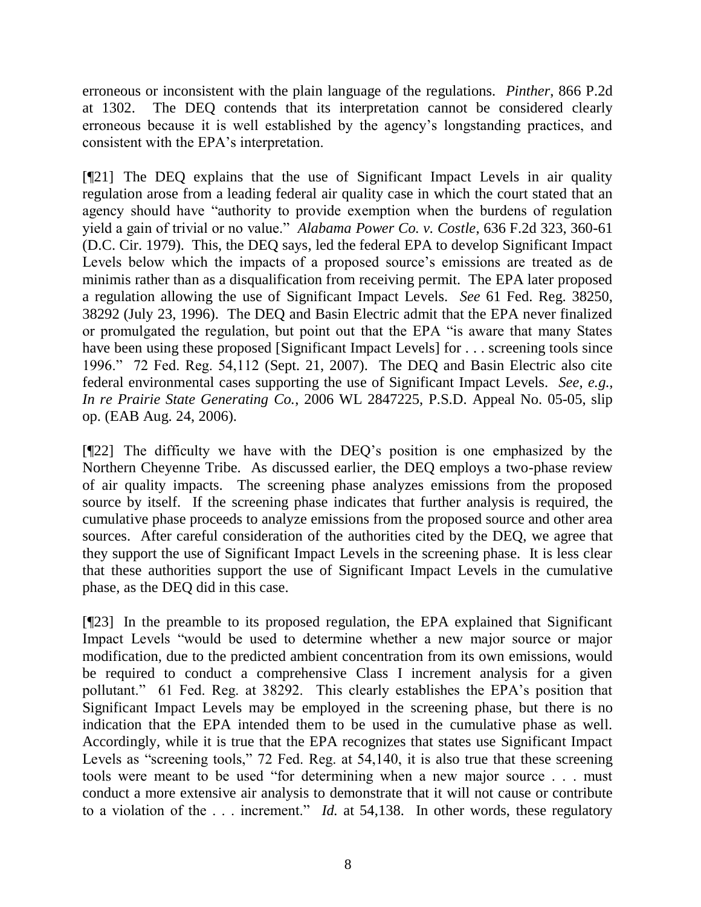erroneous or inconsistent with the plain language of the regulations. *Pinther*, 866 P.2d at 1302. The DEQ contends that its interpretation cannot be considered clearly erroneous because it is well established by the agency's longstanding practices, and consistent with the EPA's interpretation.

[¶21] The DEQ explains that the use of Significant Impact Levels in air quality regulation arose from a leading federal air quality case in which the court stated that an agency should have "authority to provide exemption when the burdens of regulation yield a gain of trivial or no value." *Alabama Power Co. v. Costle*, 636 F.2d 323, 360-61 (D.C. Cir. 1979). This, the DEQ says, led the federal EPA to develop Significant Impact Levels below which the impacts of a proposed source's emissions are treated as de minimis rather than as a disqualification from receiving permit. The EPA later proposed a regulation allowing the use of Significant Impact Levels. *See* 61 Fed. Reg. 38250, 38292 (July 23, 1996). The DEQ and Basin Electric admit that the EPA never finalized or promulgated the regulation, but point out that the EPA "is aware that many States have been using these proposed [Significant Impact Levels] for . . . screening tools since 1996." 72 Fed. Reg. 54,112 (Sept. 21, 2007). The DEQ and Basin Electric also cite federal environmental cases supporting the use of Significant Impact Levels. *See, e.g., In re Prairie State Generating Co.*, 2006 WL 2847225, P.S.D. Appeal No. 05-05, slip op. (EAB Aug. 24, 2006).

[¶22] The difficulty we have with the DEQ's position is one emphasized by the Northern Cheyenne Tribe. As discussed earlier, the DEQ employs a two-phase review of air quality impacts. The screening phase analyzes emissions from the proposed source by itself. If the screening phase indicates that further analysis is required, the cumulative phase proceeds to analyze emissions from the proposed source and other area sources. After careful consideration of the authorities cited by the DEQ, we agree that they support the use of Significant Impact Levels in the screening phase. It is less clear that these authorities support the use of Significant Impact Levels in the cumulative phase, as the DEQ did in this case.

[¶23] In the preamble to its proposed regulation, the EPA explained that Significant Impact Levels "would be used to determine whether a new major source or major modification, due to the predicted ambient concentration from its own emissions, would be required to conduct a comprehensive Class I increment analysis for a given pollutant." 61 Fed. Reg. at 38292. This clearly establishes the EPA's position that Significant Impact Levels may be employed in the screening phase, but there is no indication that the EPA intended them to be used in the cumulative phase as well. Accordingly, while it is true that the EPA recognizes that states use Significant Impact Levels as "screening tools," 72 Fed. Reg. at 54,140, it is also true that these screening tools were meant to be used "for determining when a new major source . . . must conduct a more extensive air analysis to demonstrate that it will not cause or contribute to a violation of the . . . increment." *Id.* at 54,138. In other words, these regulatory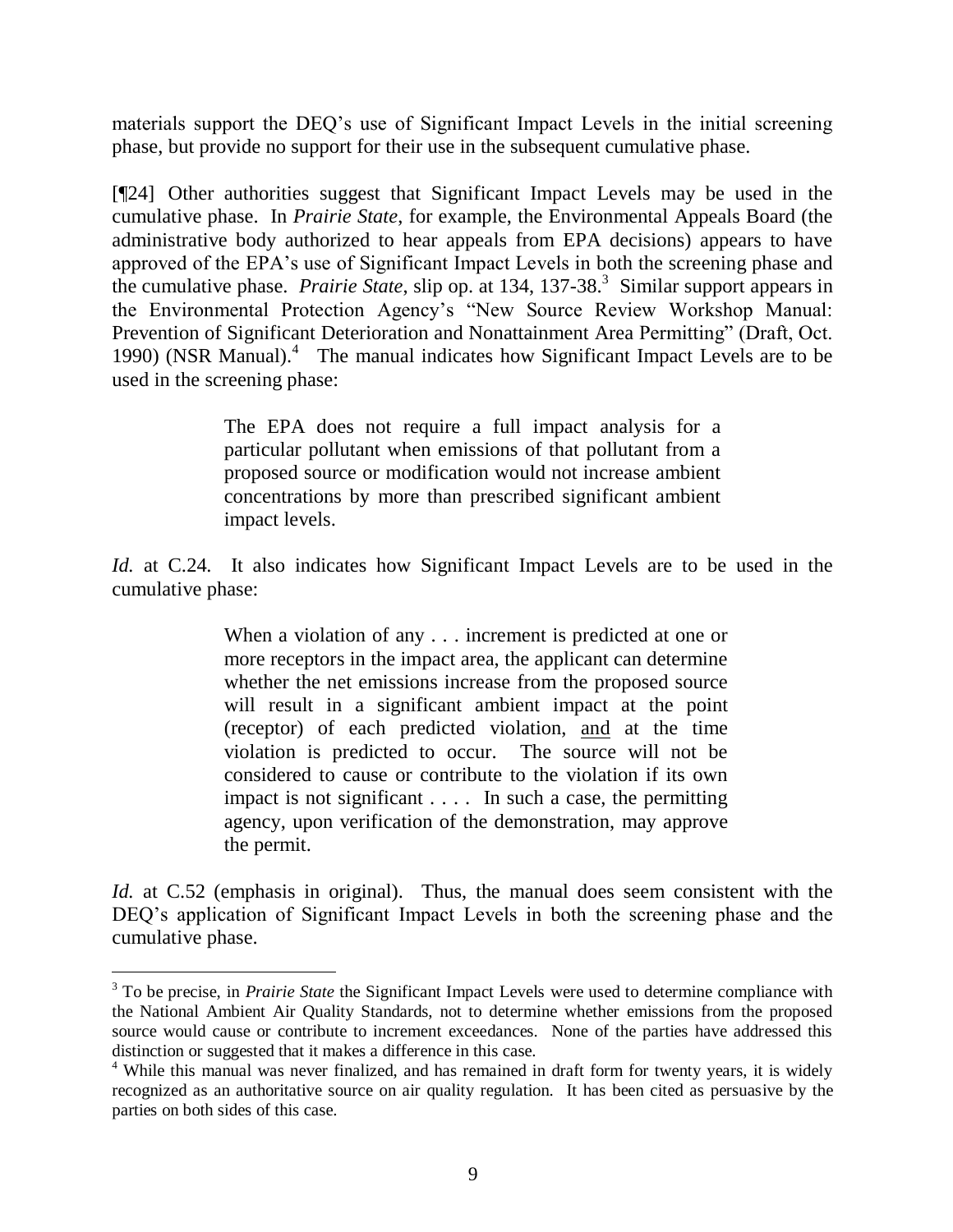materials support the DEQ's use of Significant Impact Levels in the initial screening phase, but provide no support for their use in the subsequent cumulative phase.

[¶24] Other authorities suggest that Significant Impact Levels may be used in the cumulative phase. In *Prairie State*, for example, the Environmental Appeals Board (the administrative body authorized to hear appeals from EPA decisions) appears to have approved of the EPA's use of Significant Impact Levels in both the screening phase and the cumulative phase. *Prairie State*, slip op. at 134, 137-38.[3] Similar support appears in the Environmental Protection Agency's "New Source Review Workshop Manual: Prevention of Significant Deterioration and Nonattainment Area Permitting" (Draft, Oct. 1990) (NSR Manual).[4] The manual indicates how Significant Impact Levels are to be used in the screening phase:

> The EPA does not require a full impact analysis for a particular pollutant when emissions of that pollutant from a proposed source or modification would not increase ambient concentrations by more than prescribed significant ambient impact levels.

*Id.* at C.24. It also indicates how Significant Impact Levels are to be used in the cumulative phase:

> When a violation of any . . . increment is predicted at one or more receptors in the impact area, the applicant can determine whether the net emissions increase from the proposed source will result in a significant ambient impact at the point (receptor) of each predicted violation, <u>and</u> at the time violation is predicted to occur. The source will not be considered to cause or contribute to the violation if its own impact is not significant . . . . In such a case, the permitting agency, upon verification of the demonstration, may approve the permit.

*Id.* at C.52 (emphasis in original). Thus, the manual does seem consistent with the DEQ's application of Significant Impact Levels in both the screening phase and the cumulative phase.

---

[3] To be precise, in *Prairie State* the Significant Impact Levels were used to determine compliance with the National Ambient Air Quality Standards, not to determine whether emissions from the proposed source would cause or contribute to increment exceedances. None of the parties have addressed this distinction or suggested that it makes a difference in this case.

[4] While this manual was never finalized, and has remained in draft form for twenty years, it is widely recognized as an authoritative source on air quality regulation. It has been cited as persuasive by the parties on both sides of this case.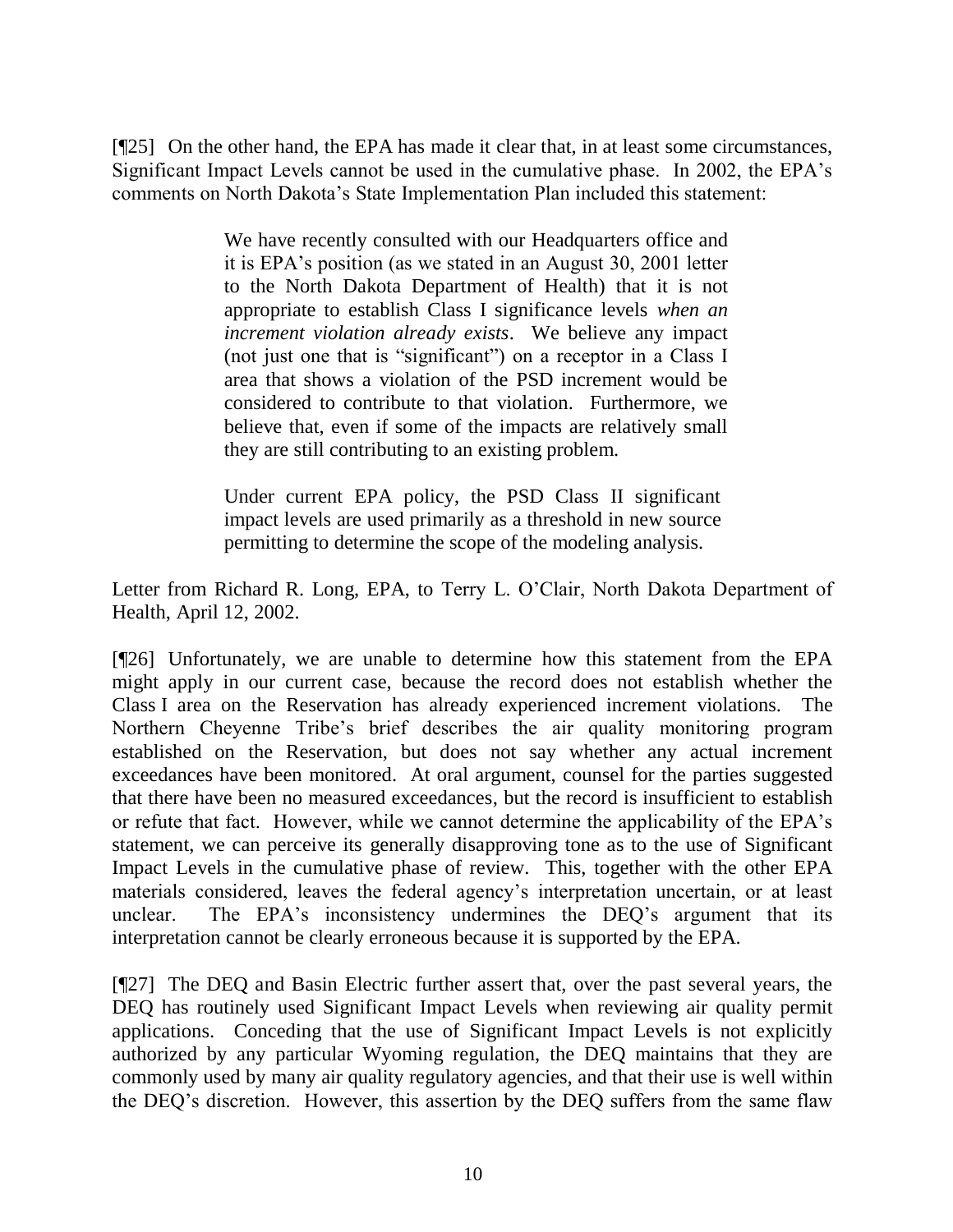[¶25] On the other hand, the EPA has made it clear that, in at least some circumstances, Significant Impact Levels cannot be used in the cumulative phase. In 2002, the EPA's comments on North Dakota's State Implementation Plan included this statement:

> We have recently consulted with our Headquarters office and it is EPA's position (as we stated in an August 30, 2001 letter to the North Dakota Department of Health) that it is not appropriate to establish Class I significance levels *when an increment violation already exists*. We believe any impact (not just one that is "significant") on a receptor in a Class I area that shows a violation of the PSD increment would be considered to contribute to that violation. Furthermore, we believe that, even if some of the impacts are relatively small they are still contributing to an existing problem.
>
> Under current EPA policy, the PSD Class II significant impact levels are used primarily as a threshold in new source permitting to determine the scope of the modeling analysis.

Letter from Richard R. Long, EPA, to Terry L. O'Clair, North Dakota Department of Health, April 12, 2002.

[¶26] Unfortunately, we are unable to determine how this statement from the EPA might apply in our current case, because the record does not establish whether the Class I area on the Reservation has already experienced increment violations. The Northern Cheyenne Tribe's brief describes the air quality monitoring program established on the Reservation, but does not say whether any actual increment exceedances have been monitored. At oral argument, counsel for the parties suggested that there have been no measured exceedances, but the record is insufficient to establish or refute that fact. However, while we cannot determine the applicability of the EPA's statement, we can perceive its generally disapproving tone as to the use of Significant Impact Levels in the cumulative phase of review. This, together with the other EPA materials considered, leaves the federal agency's interpretation uncertain, or at least unclear. The EPA's inconsistency undermines the DEQ's argument that its interpretation cannot be clearly erroneous because it is supported by the EPA.

[¶27] The DEQ and Basin Electric further assert that, over the past several years, the DEQ has routinely used Significant Impact Levels when reviewing air quality permit applications. Conceding that the use of Significant Impact Levels is not explicitly authorized by any particular Wyoming regulation, the DEQ maintains that they are commonly used by many air quality regulatory agencies, and that their use is well within the DEQ's discretion. However, this assertion by the DEQ suffers from the same flaw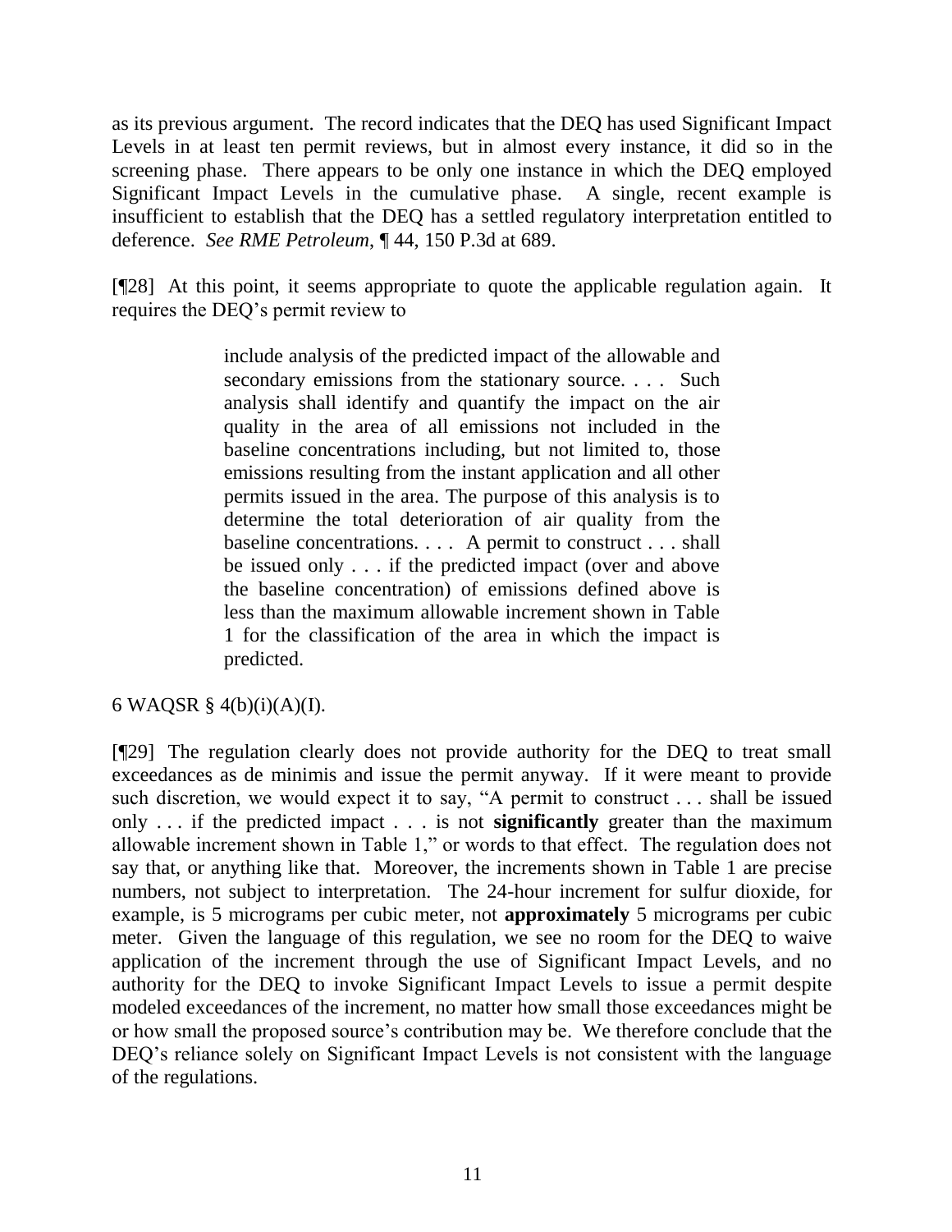as its previous argument. The record indicates that the DEQ has used Significant Impact Levels in at least ten permit reviews, but in almost every instance, it did so in the screening phase. There appears to be only one instance in which the DEQ employed Significant Impact Levels in the cumulative phase. A single, recent example is insufficient to establish that the DEQ has a settled regulatory interpretation entitled to deference. *See RME Petroleum*, ¶ 44, 150 P.3d at 689.

[¶28] At this point, it seems appropriate to quote the applicable regulation again. It requires the DEQ's permit review to

> include analysis of the predicted impact of the allowable and secondary emissions from the stationary source. . . . Such analysis shall identify and quantify the impact on the air quality in the area of all emissions not included in the baseline concentrations including, but not limited to, those emissions resulting from the instant application and all other permits issued in the area. The purpose of this analysis is to determine the total deterioration of air quality from the baseline concentrations. . . . A permit to construct . . . shall be issued only . . . if the predicted impact (over and above the baseline concentration) of emissions defined above is less than the maximum allowable increment shown in Table 1 for the classification of the area in which the impact is predicted.

6 WAQSR § 4(b)(i)(A)(I).

[¶29] The regulation clearly does not provide authority for the DEQ to treat small exceedances as de minimis and issue the permit anyway. If it were meant to provide such discretion, we would expect it to say, "A permit to construct . . . shall be issued only . . . if the predicted impact . . . is not **significantly** greater than the maximum allowable increment shown in Table 1," or words to that effect. The regulation does not say that, or anything like that. Moreover, the increments shown in Table 1 are precise numbers, not subject to interpretation. The 24-hour increment for sulfur dioxide, for example, is 5 micrograms per cubic meter, not **approximately** 5 micrograms per cubic meter. Given the language of this regulation, we see no room for the DEQ to waive application of the increment through the use of Significant Impact Levels, and no authority for the DEQ to invoke Significant Impact Levels to issue a permit despite modeled exceedances of the increment, no matter how small those exceedances might be or how small the proposed source's contribution may be. We therefore conclude that the DEQ's reliance solely on Significant Impact Levels is not consistent with the language of the regulations.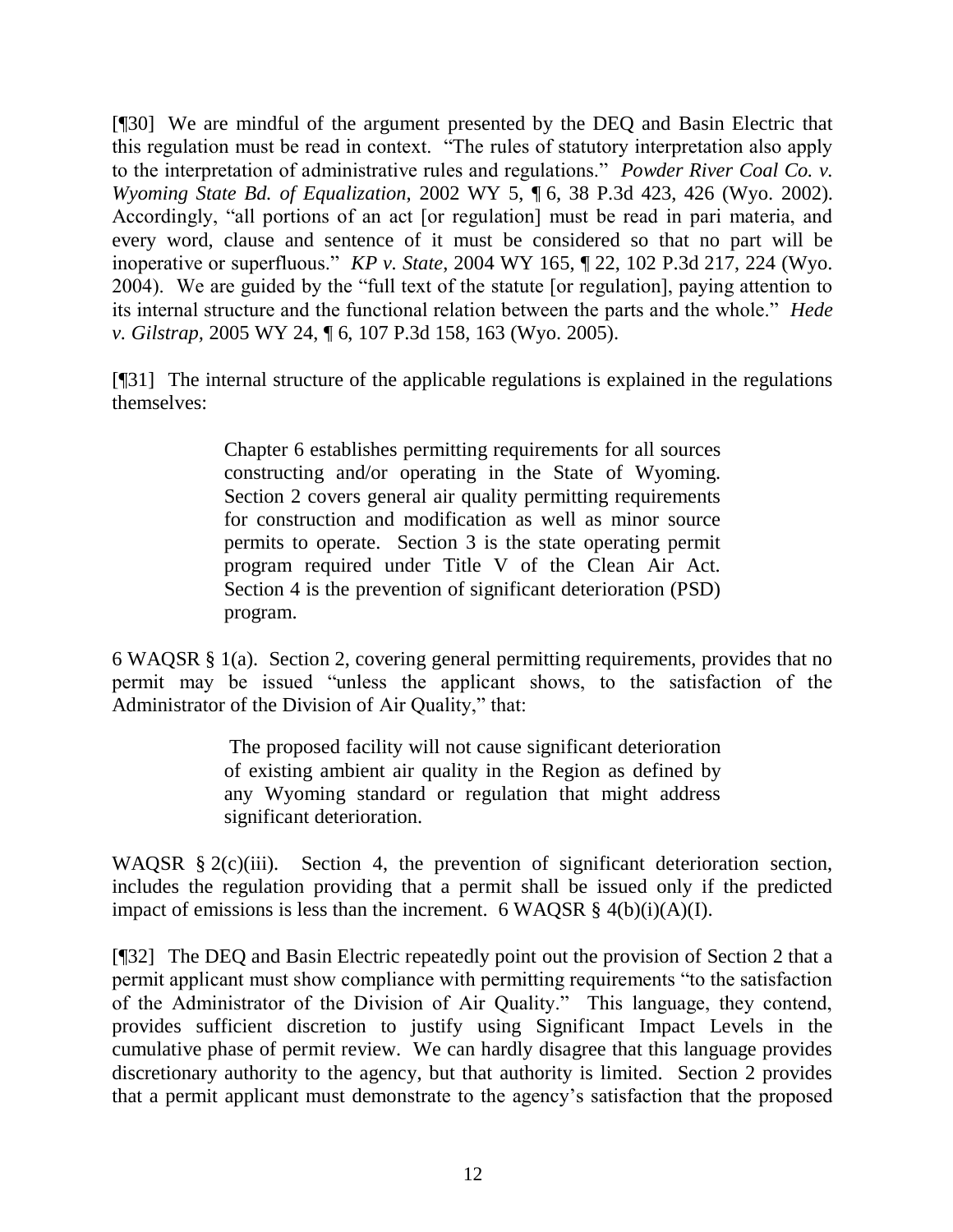[¶30] We are mindful of the argument presented by the DEQ and Basin Electric that this regulation must be read in context. "The rules of statutory interpretation also apply to the interpretation of administrative rules and regulations." *Powder River Coal Co. v. Wyoming State Bd. of Equalization*, 2002 WY 5, ¶ 6, 38 P.3d 423, 426 (Wyo. 2002). Accordingly, "all portions of an act [or regulation] must be read in pari materia, and every word, clause and sentence of it must be considered so that no part will be inoperative or superfluous." *KP v. State*, 2004 WY 165, ¶ 22, 102 P.3d 217, 224 (Wyo. 2004). We are guided by the "full text of the statute [or regulation], paying attention to its internal structure and the functional relation between the parts and the whole." *Hede v. Gilstrap,* 2005 WY 24, ¶ 6, 107 P.3d 158, 163 (Wyo. 2005).

[¶31] The internal structure of the applicable regulations is explained in the regulations themselves:

> Chapter 6 establishes permitting requirements for all sources constructing and/or operating in the State of Wyoming. Section 2 covers general air quality permitting requirements for construction and modification as well as minor source permits to operate. Section 3 is the state operating permit program required under Title V of the Clean Air Act. Section 4 is the prevention of significant deterioration (PSD) program.

6 WAQSR § 1(a). Section 2, covering general permitting requirements, provides that no permit may be issued "unless the applicant shows, to the satisfaction of the Administrator of the Division of Air Quality," that:

> The proposed facility will not cause significant deterioration of existing ambient air quality in the Region as defined by any Wyoming standard or regulation that might address significant deterioration.

WAQSR § 2(c)(iii). Section 4, the prevention of significant deterioration section, includes the regulation providing that a permit shall be issued only if the predicted impact of emissions is less than the increment. 6 WAQSR § 4(b)(i)(A)(I).

[¶32] The DEQ and Basin Electric repeatedly point out the provision of Section 2 that a permit applicant must show compliance with permitting requirements "to the satisfaction of the Administrator of the Division of Air Quality." This language, they contend, provides sufficient discretion to justify using Significant Impact Levels in the cumulative phase of permit review. We can hardly disagree that this language provides discretionary authority to the agency, but that authority is limited. Section 2 provides that a permit applicant must demonstrate to the agency's satisfaction that the proposed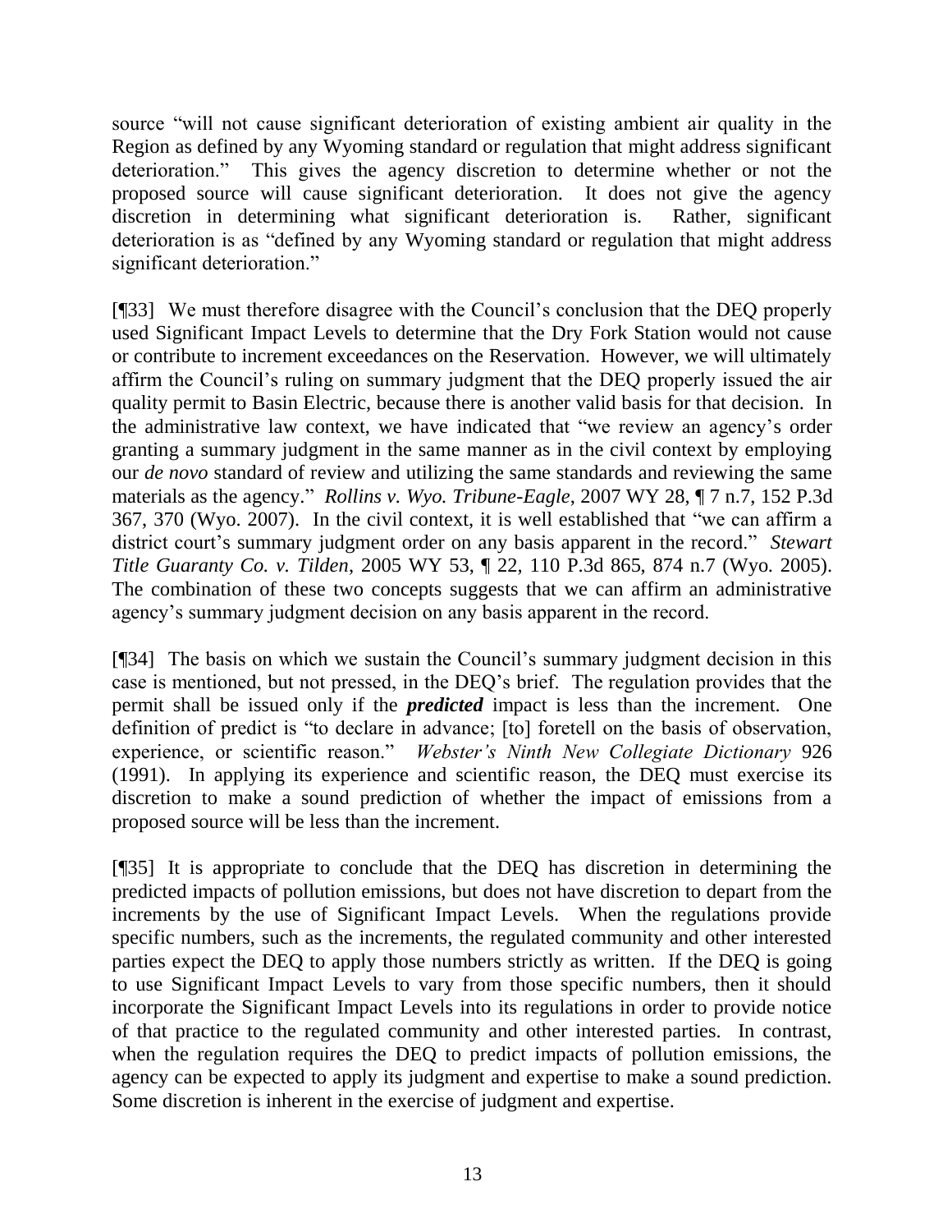source "will not cause significant deterioration of existing ambient air quality in the Region as defined by any Wyoming standard or regulation that might address significant deterioration." This gives the agency discretion to determine whether or not the proposed source will cause significant deterioration. It does not give the agency discretion in determining what significant deterioration is. Rather, significant deterioration is as "defined by any Wyoming standard or regulation that might address significant deterioration."

[¶33] We must therefore disagree with the Council's conclusion that the DEQ properly used Significant Impact Levels to determine that the Dry Fork Station would not cause or contribute to increment exceedances on the Reservation. However, we will ultimately affirm the Council's ruling on summary judgment that the DEQ properly issued the air quality permit to Basin Electric, because there is another valid basis for that decision. In the administrative law context, we have indicated that "we review an agency's order granting a summary judgment in the same manner as in the civil context by employing our *de novo* standard of review and utilizing the same standards and reviewing the same materials as the agency." *Rollins v. Wyo. Tribune-Eagle*, 2007 WY 28, ¶ 7 n.7, 152 P.3d 367, 370 (Wyo. 2007). In the civil context, it is well established that "we can affirm a district court's summary judgment order on any basis apparent in the record." *Stewart Title Guaranty Co. v. Tilden*, 2005 WY 53, ¶ 22, 110 P.3d 865, 874 n.7 (Wyo. 2005). The combination of these two concepts suggests that we can affirm an administrative agency's summary judgment decision on any basis apparent in the record.

[¶34] The basis on which we sustain the Council's summary judgment decision in this case is mentioned, but not pressed, in the DEQ's brief. The regulation provides that the permit shall be issued only if the ***predicted*** impact is less than the increment. One definition of predict is "to declare in advance; [to] foretell on the basis of observation, experience, or scientific reason." *Webster's Ninth New Collegiate Dictionary* 926 (1991). In applying its experience and scientific reason, the DEQ must exercise its discretion to make a sound prediction of whether the impact of emissions from a proposed source will be less than the increment.

[¶35] It is appropriate to conclude that the DEQ has discretion in determining the predicted impacts of pollution emissions, but does not have discretion to depart from the increments by the use of Significant Impact Levels. When the regulations provide specific numbers, such as the increments, the regulated community and other interested parties expect the DEQ to apply those numbers strictly as written. If the DEQ is going to use Significant Impact Levels to vary from those specific numbers, then it should incorporate the Significant Impact Levels into its regulations in order to provide notice of that practice to the regulated community and other interested parties. In contrast, when the regulation requires the DEQ to predict impacts of pollution emissions, the agency can be expected to apply its judgment and expertise to make a sound prediction. Some discretion is inherent in the exercise of judgment and expertise.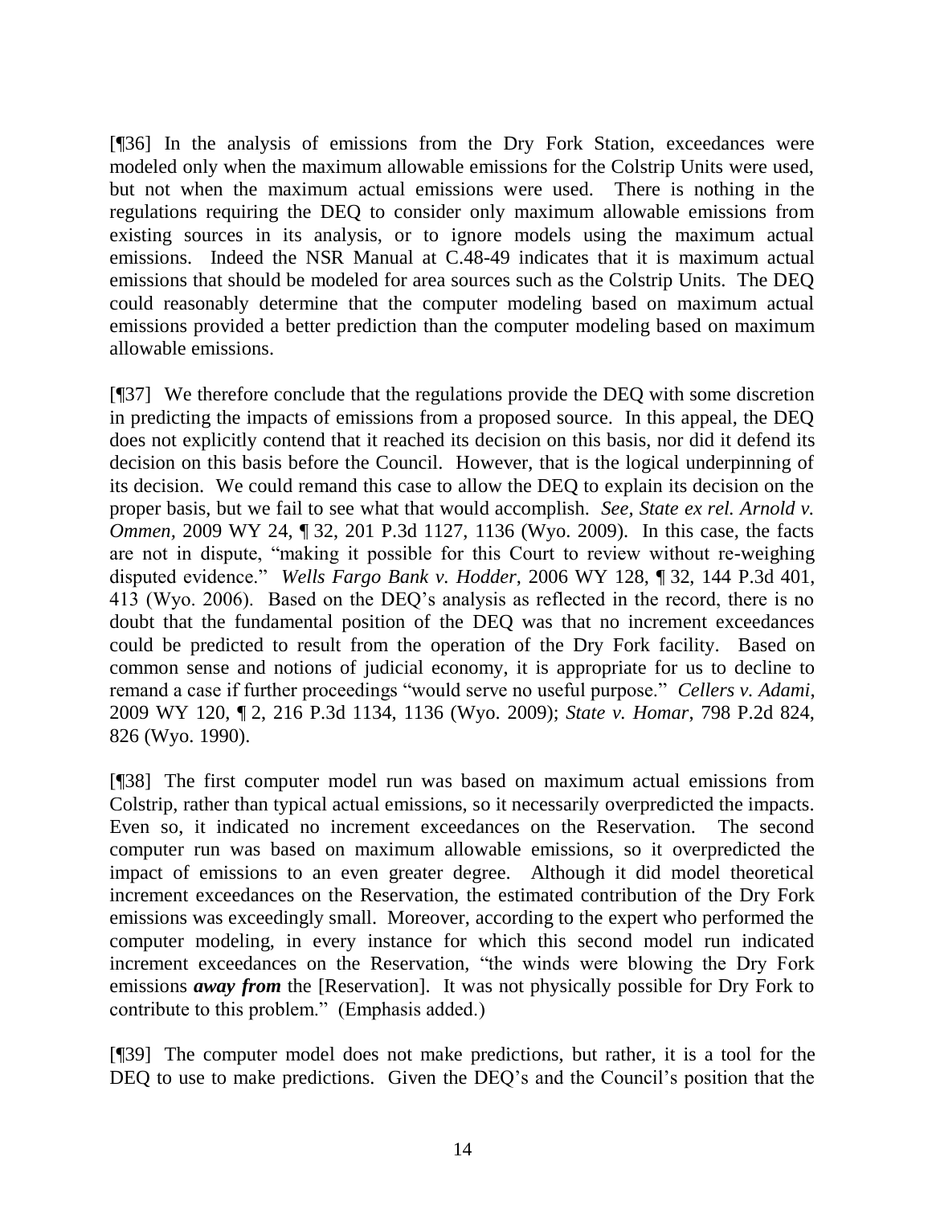[¶36] In the analysis of emissions from the Dry Fork Station, exceedances were modeled only when the maximum allowable emissions for the Colstrip Units were used, but not when the maximum actual emissions were used. There is nothing in the regulations requiring the DEQ to consider only maximum allowable emissions from existing sources in its analysis, or to ignore models using the maximum actual emissions. Indeed the NSR Manual at C.48-49 indicates that it is maximum actual emissions that should be modeled for area sources such as the Colstrip Units. The DEQ could reasonably determine that the computer modeling based on maximum actual emissions provided a better prediction than the computer modeling based on maximum allowable emissions.

[¶37] We therefore conclude that the regulations provide the DEQ with some discretion in predicting the impacts of emissions from a proposed source. In this appeal, the DEQ does not explicitly contend that it reached its decision on this basis, nor did it defend its decision on this basis before the Council. However, that is the logical underpinning of its decision. We could remand this case to allow the DEQ to explain its decision on the proper basis, but we fail to see what that would accomplish. *See, State ex rel. Arnold v. Ommen*, 2009 WY 24, ¶ 32, 201 P.3d 1127, 1136 (Wyo. 2009). In this case, the facts are not in dispute, "making it possible for this Court to review without re-weighing disputed evidence." *Wells Fargo Bank v. Hodder*, 2006 WY 128, ¶ 32, 144 P.3d 401, 413 (Wyo. 2006). Based on the DEQ's analysis as reflected in the record, there is no doubt that the fundamental position of the DEQ was that no increment exceedances could be predicted to result from the operation of the Dry Fork facility. Based on common sense and notions of judicial economy, it is appropriate for us to decline to remand a case if further proceedings "would serve no useful purpose." *Cellers v. Adami*, 2009 WY 120, ¶ 2, 216 P.3d 1134, 1136 (Wyo. 2009); *State v. Homar*, 798 P.2d 824, 826 (Wyo. 1990).

[¶38] The first computer model run was based on maximum actual emissions from Colstrip, rather than typical actual emissions, so it necessarily overpredicted the impacts. Even so, it indicated no increment exceedances on the Reservation. The second computer run was based on maximum allowable emissions, so it overpredicted the impact of emissions to an even greater degree. Although it did model theoretical increment exceedances on the Reservation, the estimated contribution of the Dry Fork emissions was exceedingly small. Moreover, according to the expert who performed the computer modeling, in every instance for which this second model run indicated increment exceedances on the Reservation, "the winds were blowing the Dry Fork emissions ***away from*** the [Reservation]. It was not physically possible for Dry Fork to contribute to this problem." (Emphasis added.)

[¶39] The computer model does not make predictions, but rather, it is a tool for the DEQ to use to make predictions. Given the DEQ's and the Council's position that the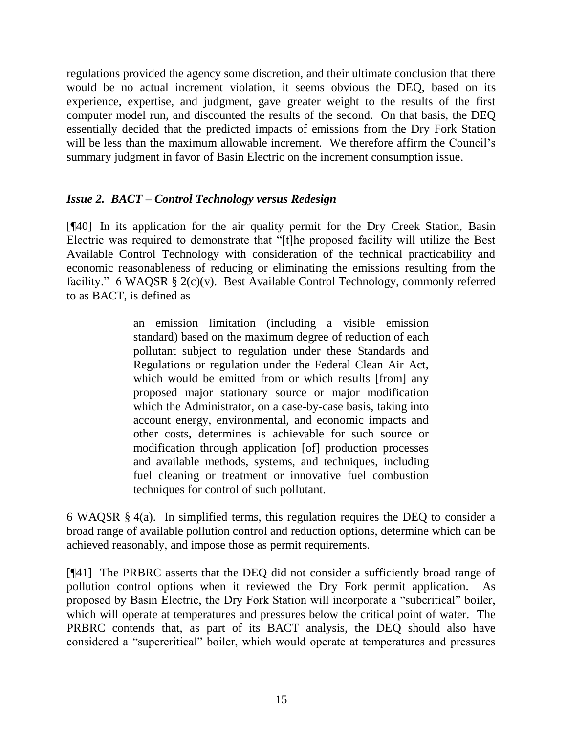regulations provided the agency some discretion, and their ultimate conclusion that there would be no actual increment violation, it seems obvious the DEQ, based on its experience, expertise, and judgment, gave greater weight to the results of the first computer model run, and discounted the results of the second. On that basis, the DEQ essentially decided that the predicted impacts of emissions from the Dry Fork Station will be less than the maximum allowable increment. We therefore affirm the Council's summary judgment in favor of Basin Electric on the increment consumption issue.

### *Issue 2. BACT – Control Technology versus Redesign*

[¶40] In its application for the air quality permit for the Dry Creek Station, Basin Electric was required to demonstrate that "[t]he proposed facility will utilize the Best Available Control Technology with consideration of the technical practicability and economic reasonableness of reducing or eliminating the emissions resulting from the facility." 6 WAQSR § 2(c)(v). Best Available Control Technology, commonly referred to as BACT, is defined as

> an emission limitation (including a visible emission standard) based on the maximum degree of reduction of each pollutant subject to regulation under these Standards and Regulations or regulation under the Federal Clean Air Act, which would be emitted from or which results [from] any proposed major stationary source or major modification which the Administrator, on a case-by-case basis, taking into account energy, environmental, and economic impacts and other costs, determines is achievable for such source or modification through application [of] production processes and available methods, systems, and techniques, including fuel cleaning or treatment or innovative fuel combustion techniques for control of such pollutant.

6 WAQSR § 4(a). In simplified terms, this regulation requires the DEQ to consider a broad range of available pollution control and reduction options, determine which can be achieved reasonably, and impose those as permit requirements.

[¶41] The PRBRC asserts that the DEQ did not consider a sufficiently broad range of pollution control options when it reviewed the Dry Fork permit application. As proposed by Basin Electric, the Dry Fork Station will incorporate a "subcritical" boiler, which will operate at temperatures and pressures below the critical point of water. The PRBRC contends that, as part of its BACT analysis, the DEQ should also have considered a "supercritical" boiler, which would operate at temperatures and pressures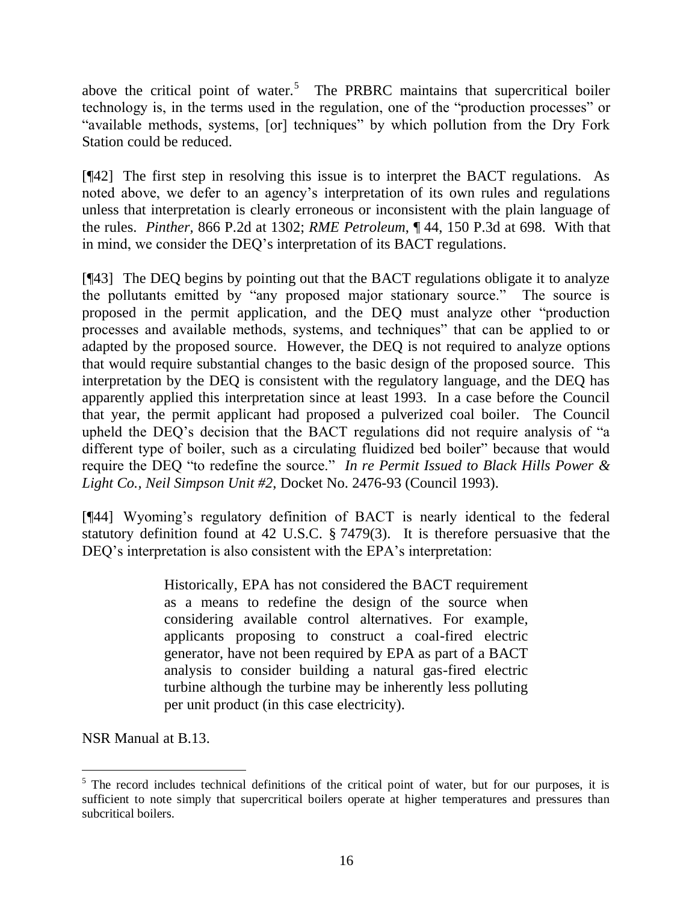above the critical point of water.[5] The PRBRC maintains that supercritical boiler technology is, in the terms used in the regulation, one of the "production processes" or "available methods, systems, [or] techniques" by which pollution from the Dry Fork Station could be reduced.

[¶42] The first step in resolving this issue is to interpret the BACT regulations. As noted above, we defer to an agency's interpretation of its own rules and regulations unless that interpretation is clearly erroneous or inconsistent with the plain language of the rules. *Pinther*, 866 P.2d at 1302; *RME Petroleum*, ¶ 44, 150 P.3d at 698. With that in mind, we consider the DEQ's interpretation of its BACT regulations.

[¶43] The DEQ begins by pointing out that the BACT regulations obligate it to analyze the pollutants emitted by "any proposed major stationary source." The source is proposed in the permit application, and the DEQ must analyze other "production processes and available methods, systems, and techniques" that can be applied to or adapted by the proposed source. However, the DEQ is not required to analyze options that would require substantial changes to the basic design of the proposed source. This interpretation by the DEQ is consistent with the regulatory language, and the DEQ has apparently applied this interpretation since at least 1993. In a case before the Council that year, the permit applicant had proposed a pulverized coal boiler. The Council upheld the DEQ's decision that the BACT regulations did not require analysis of "a different type of boiler, such as a circulating fluidized bed boiler" because that would require the DEQ "to redefine the source." *In re Permit Issued to Black Hills Power & Light Co., Neil Simpson Unit #2*, Docket No. 2476-93 (Council 1993).

[¶44] Wyoming's regulatory definition of BACT is nearly identical to the federal statutory definition found at 42 U.S.C. § 7479(3). It is therefore persuasive that the DEQ's interpretation is also consistent with the EPA's interpretation:

> Historically, EPA has not considered the BACT requirement as a means to redefine the design of the source when considering available control alternatives. For example, applicants proposing to construct a coal-fired electric generator, have not been required by EPA as part of a BACT analysis to consider building a natural gas-fired electric turbine although the turbine may be inherently less polluting per unit product (in this case electricity).

NSR Manual at B.13.

---

[5] The record includes technical definitions of the critical point of water, but for our purposes, it is sufficient to note simply that supercritical boilers operate at higher temperatures and pressures than subcritical boilers.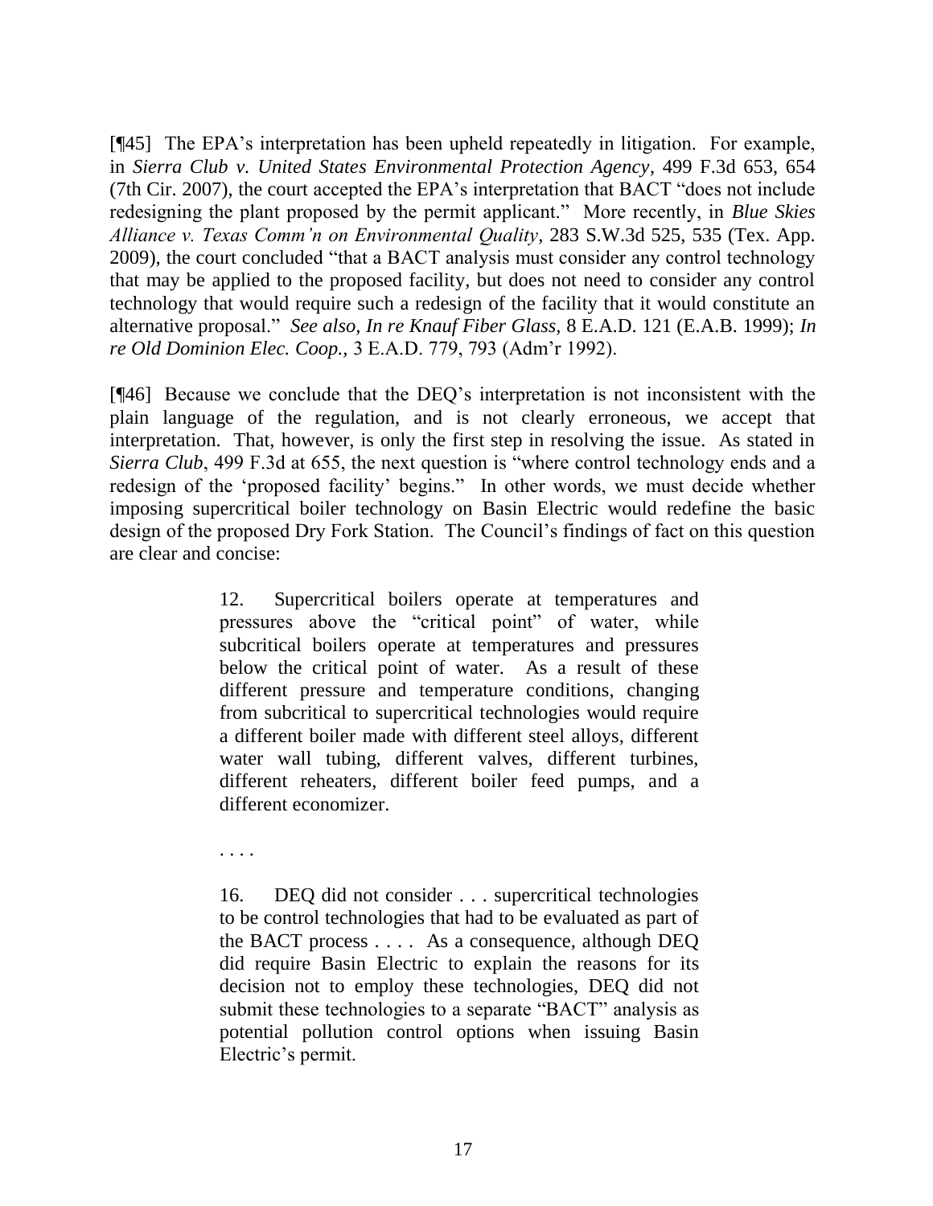[¶45] The EPA's interpretation has been upheld repeatedly in litigation. For example, in *Sierra Club v. United States Environmental Protection Agency*, 499 F.3d 653, 654 (7th Cir. 2007), the court accepted the EPA's interpretation that BACT "does not include redesigning the plant proposed by the permit applicant." More recently, in *Blue Skies Alliance v. Texas Comm'n on Environmental Quality*, 283 S.W.3d 525, 535 (Tex. App. 2009), the court concluded "that a BACT analysis must consider any control technology that may be applied to the proposed facility, but does not need to consider any control technology that would require such a redesign of the facility that it would constitute an alternative proposal." *See also, In re Knauf Fiber Glass*, 8 E.A.D. 121 (E.A.B. 1999); *In re Old Dominion Elec. Coop.,* 3 E.A.D. 779, 793 (Adm'r 1992).

[¶46] Because we conclude that the DEQ's interpretation is not inconsistent with the plain language of the regulation, and is not clearly erroneous, we accept that interpretation. That, however, is only the first step in resolving the issue. As stated in *Sierra Club*, 499 F.3d at 655, the next question is "where control technology ends and a redesign of the 'proposed facility' begins." In other words, we must decide whether imposing supercritical boiler technology on Basin Electric would redefine the basic design of the proposed Dry Fork Station. The Council's findings of fact on this question are clear and concise:

> 12. Supercritical boilers operate at temperatures and pressures above the "critical point" of water, while subcritical boilers operate at temperatures and pressures below the critical point of water. As a result of these different pressure and temperature conditions, changing from subcritical to supercritical technologies would require a different boiler made with different steel alloys, different water wall tubing, different valves, different turbines, different reheaters, different boiler feed pumps, and a different economizer.
>
> . . . .
>
> 16. DEQ did not consider . . . supercritical technologies to be control technologies that had to be evaluated as part of the BACT process . . . . As a consequence, although DEQ did require Basin Electric to explain the reasons for its decision not to employ these technologies, DEQ did not submit these technologies to a separate "BACT" analysis as potential pollution control options when issuing Basin Electric's permit.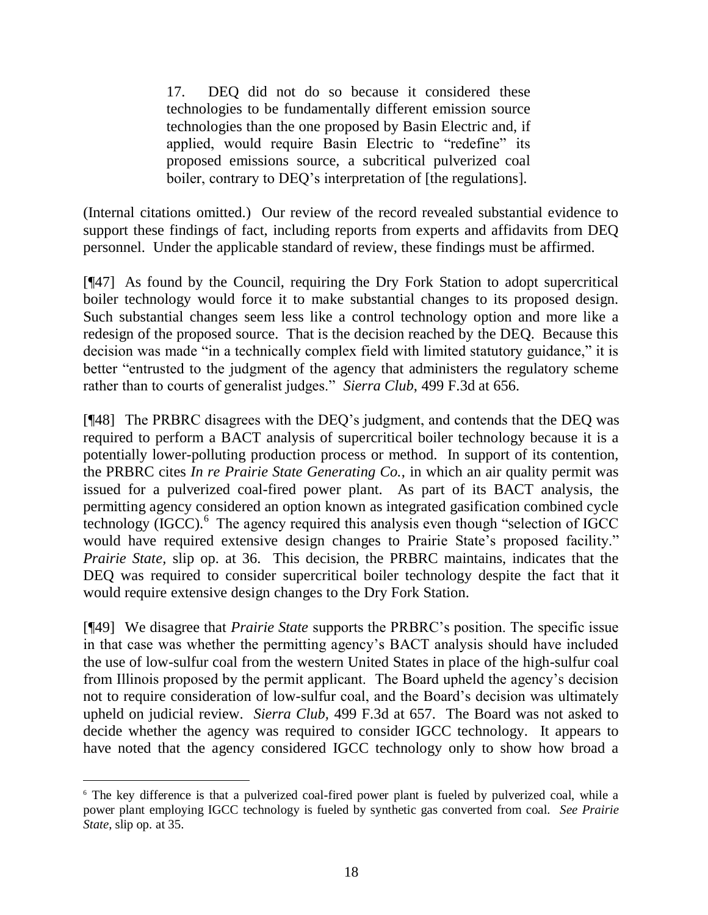> 17. DEQ did not do so because it considered these technologies to be fundamentally different emission source technologies than the one proposed by Basin Electric and, if applied, would require Basin Electric to "redefine" its proposed emissions source, a subcritical pulverized coal boiler, contrary to DEQ's interpretation of [the regulations].

(Internal citations omitted.) Our review of the record revealed substantial evidence to support these findings of fact, including reports from experts and affidavits from DEQ personnel. Under the applicable standard of review, these findings must be affirmed.

[¶47] As found by the Council, requiring the Dry Fork Station to adopt supercritical boiler technology would force it to make substantial changes to its proposed design. Such substantial changes seem less like a control technology option and more like a redesign of the proposed source. That is the decision reached by the DEQ. Because this decision was made "in a technically complex field with limited statutory guidance," it is better "entrusted to the judgment of the agency that administers the regulatory scheme rather than to courts of generalist judges." *Sierra Club*, 499 F.3d at 656.

[¶48] The PRBRC disagrees with the DEQ's judgment, and contends that the DEQ was required to perform a BACT analysis of supercritical boiler technology because it is a potentially lower-polluting production process or method. In support of its contention, the PRBRC cites *In re Prairie State Generating Co.*, in which an air quality permit was issued for a pulverized coal-fired power plant. As part of its BACT analysis, the permitting agency considered an option known as integrated gasification combined cycle technology (IGCC).[6] The agency required this analysis even though "selection of IGCC would have required extensive design changes to Prairie State's proposed facility." *Prairie State*, slip op. at 36. This decision, the PRBRC maintains, indicates that the DEQ was required to consider supercritical boiler technology despite the fact that it would require extensive design changes to the Dry Fork Station.

[¶49] We disagree that *Prairie State* supports the PRBRC's position. The specific issue in that case was whether the permitting agency's BACT analysis should have included the use of low-sulfur coal from the western United States in place of the high-sulfur coal from Illinois proposed by the permit applicant. The Board upheld the agency's decision not to require consideration of low-sulfur coal, and the Board's decision was ultimately upheld on judicial review. *Sierra Club*, 499 F.3d at 657. The Board was not asked to decide whether the agency was required to consider IGCC technology. It appears to have noted that the agency considered IGCC technology only to show how broad a

---

[6] The key difference is that a pulverized coal-fired power plant is fueled by pulverized coal, while a power plant employing IGCC technology is fueled by synthetic gas converted from coal. *See Prairie State*, slip op. at 35.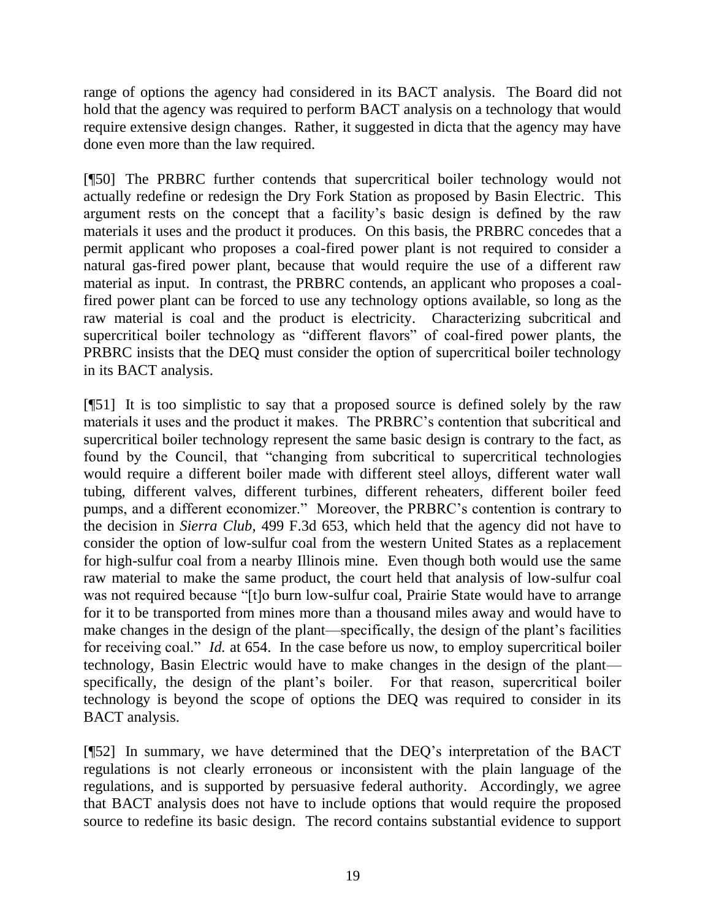range of options the agency had considered in its BACT analysis. The Board did not hold that the agency was required to perform BACT analysis on a technology that would require extensive design changes. Rather, it suggested in dicta that the agency may have done even more than the law required.

[¶50] The PRBRC further contends that supercritical boiler technology would not actually redefine or redesign the Dry Fork Station as proposed by Basin Electric. This argument rests on the concept that a facility's basic design is defined by the raw materials it uses and the product it produces. On this basis, the PRBRC concedes that a permit applicant who proposes a coal-fired power plant is not required to consider a natural gas-fired power plant, because that would require the use of a different raw material as input. In contrast, the PRBRC contends, an applicant who proposes a coal-fired power plant can be forced to use any technology options available, so long as the raw material is coal and the product is electricity. Characterizing subcritical and supercritical boiler technology as "different flavors" of coal-fired power plants, the PRBRC insists that the DEQ must consider the option of supercritical boiler technology in its BACT analysis.

[¶51] It is too simplistic to say that a proposed source is defined solely by the raw materials it uses and the product it makes. The PRBRC's contention that subcritical and supercritical boiler technology represent the same basic design is contrary to the fact, as found by the Council, that "changing from subcritical to supercritical technologies would require a different boiler made with different steel alloys, different water wall tubing, different valves, different turbines, different reheaters, different boiler feed pumps, and a different economizer." Moreover, the PRBRC's contention is contrary to the decision in *Sierra Club*, 499 F.3d 653, which held that the agency did not have to consider the option of low-sulfur coal from the western United States as a replacement for high-sulfur coal from a nearby Illinois mine. Even though both would use the same raw material to make the same product, the court held that analysis of low-sulfur coal was not required because "[t]o burn low-sulfur coal, Prairie State would have to arrange for it to be transported from mines more than a thousand miles away and would have to make changes in the design of the plant—specifically, the design of the plant's facilities for receiving coal." *Id.* at 654. In the case before us now, to employ supercritical boiler technology, Basin Electric would have to make changes in the design of the plant—specifically, the design of the plant's boiler. For that reason, supercritical boiler technology is beyond the scope of options the DEQ was required to consider in its BACT analysis.

[¶52] In summary, we have determined that the DEQ's interpretation of the BACT regulations is not clearly erroneous or inconsistent with the plain language of the regulations, and is supported by persuasive federal authority. Accordingly, we agree that BACT analysis does not have to include options that would require the proposed source to redefine its basic design. The record contains substantial evidence to support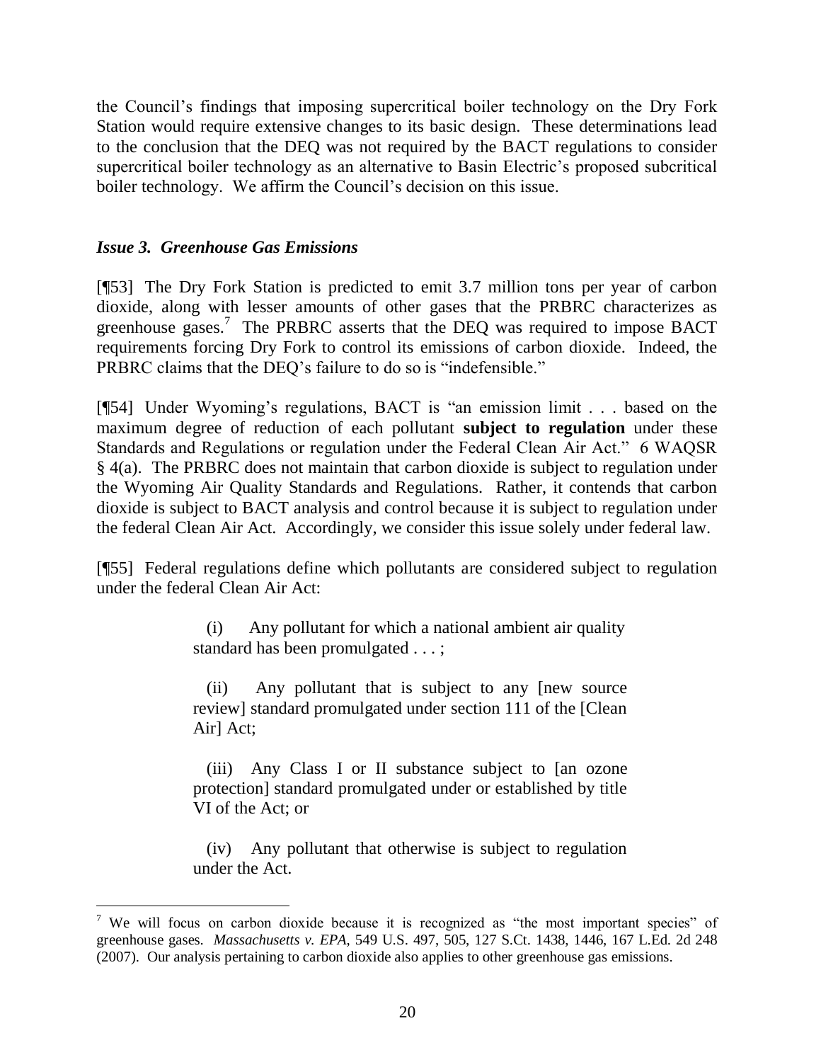the Council's findings that imposing supercritical boiler technology on the Dry Fork Station would require extensive changes to its basic design. These determinations lead to the conclusion that the DEQ was not required by the BACT regulations to consider supercritical boiler technology as an alternative to Basin Electric's proposed subcritical boiler technology. We affirm the Council's decision on this issue.

### *Issue 3. Greenhouse Gas Emissions*

[¶53] The Dry Fork Station is predicted to emit 3.7 million tons per year of carbon dioxide, along with lesser amounts of other gases that the PRBRC characterizes as greenhouse gases.[7] The PRBRC asserts that the DEQ was required to impose BACT requirements forcing Dry Fork to control its emissions of carbon dioxide. Indeed, the PRBRC claims that the DEQ's failure to do so is "indefensible."

[¶54] Under Wyoming's regulations, BACT is "an emission limit . . . based on the maximum degree of reduction of each pollutant **subject to regulation** under these Standards and Regulations or regulation under the Federal Clean Air Act." 6 WAQSR § 4(a). The PRBRC does not maintain that carbon dioxide is subject to regulation under the Wyoming Air Quality Standards and Regulations. Rather, it contends that carbon dioxide is subject to BACT analysis and control because it is subject to regulation under the federal Clean Air Act. Accordingly, we consider this issue solely under federal law.

[¶55] Federal regulations define which pollutants are considered subject to regulation under the federal Clean Air Act:

> (i) Any pollutant for which a national ambient air quality standard has been promulgated . . . ;
>
> (ii) Any pollutant that is subject to any [new source review] standard promulgated under section 111 of the [Clean Air] Act;
>
> (iii) Any Class I or II substance subject to [an ozone protection] standard promulgated under or established by title VI of the Act; or
>
> (iv) Any pollutant that otherwise is subject to regulation under the Act.

---

[7] We will focus on carbon dioxide because it is recognized as "the most important species" of greenhouse gases. *Massachusetts v. EPA*, 549 U.S. 497, 505, 127 S.Ct. 1438, 1446, 167 L.Ed. 2d 248 (2007). Our analysis pertaining to carbon dioxide also applies to other greenhouse gas emissions.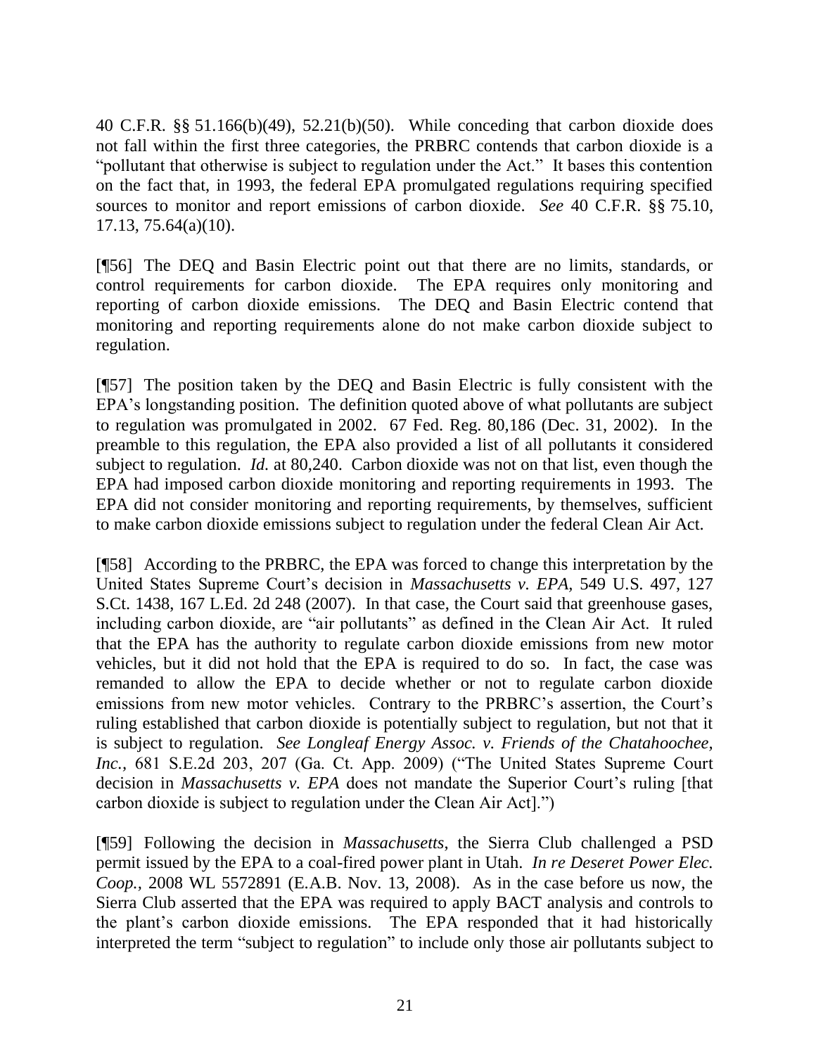40 C.F.R. §§ 51.166(b)(49), 52.21(b)(50). While conceding that carbon dioxide does not fall within the first three categories, the PRBRC contends that carbon dioxide is a "pollutant that otherwise is subject to regulation under the Act." It bases this contention on the fact that, in 1993, the federal EPA promulgated regulations requiring specified sources to monitor and report emissions of carbon dioxide. *See* 40 C.F.R. §§ 75.10, 17.13, 75.64(a)(10).

[¶56] The DEQ and Basin Electric point out that there are no limits, standards, or control requirements for carbon dioxide. The EPA requires only monitoring and reporting of carbon dioxide emissions. The DEQ and Basin Electric contend that monitoring and reporting requirements alone do not make carbon dioxide subject to regulation.

[¶57] The position taken by the DEQ and Basin Electric is fully consistent with the EPA's longstanding position. The definition quoted above of what pollutants are subject to regulation was promulgated in 2002. 67 Fed. Reg. 80,186 (Dec. 31, 2002). In the preamble to this regulation, the EPA also provided a list of all pollutants it considered subject to regulation. *Id.* at 80,240. Carbon dioxide was not on that list, even though the EPA had imposed carbon dioxide monitoring and reporting requirements in 1993. The EPA did not consider monitoring and reporting requirements, by themselves, sufficient to make carbon dioxide emissions subject to regulation under the federal Clean Air Act.

[¶58] According to the PRBRC, the EPA was forced to change this interpretation by the United States Supreme Court's decision in *Massachusetts v. EPA*, 549 U.S. 497, 127 S.Ct. 1438, 167 L.Ed. 2d 248 (2007). In that case, the Court said that greenhouse gases, including carbon dioxide, are "air pollutants" as defined in the Clean Air Act. It ruled that the EPA has the authority to regulate carbon dioxide emissions from new motor vehicles, but it did not hold that the EPA is required to do so. In fact, the case was remanded to allow the EPA to decide whether or not to regulate carbon dioxide emissions from new motor vehicles. Contrary to the PRBRC's assertion, the Court's ruling established that carbon dioxide is potentially subject to regulation, but not that it is subject to regulation. *See Longleaf Energy Assoc. v. Friends of the Chatahoochee, Inc.*, 681 S.E.2d 203, 207 (Ga. Ct. App. 2009) ("The United States Supreme Court decision in *Massachusetts v. EPA* does not mandate the Superior Court's ruling [that carbon dioxide is subject to regulation under the Clean Air Act].")

[¶59] Following the decision in *Massachusetts*, the Sierra Club challenged a PSD permit issued by the EPA to a coal-fired power plant in Utah. *In re Deseret Power Elec. Coop.*, 2008 WL 5572891 (E.A.B. Nov. 13, 2008). As in the case before us now, the Sierra Club asserted that the EPA was required to apply BACT analysis and controls to the plant's carbon dioxide emissions. The EPA responded that it had historically interpreted the term "subject to regulation" to include only those air pollutants subject to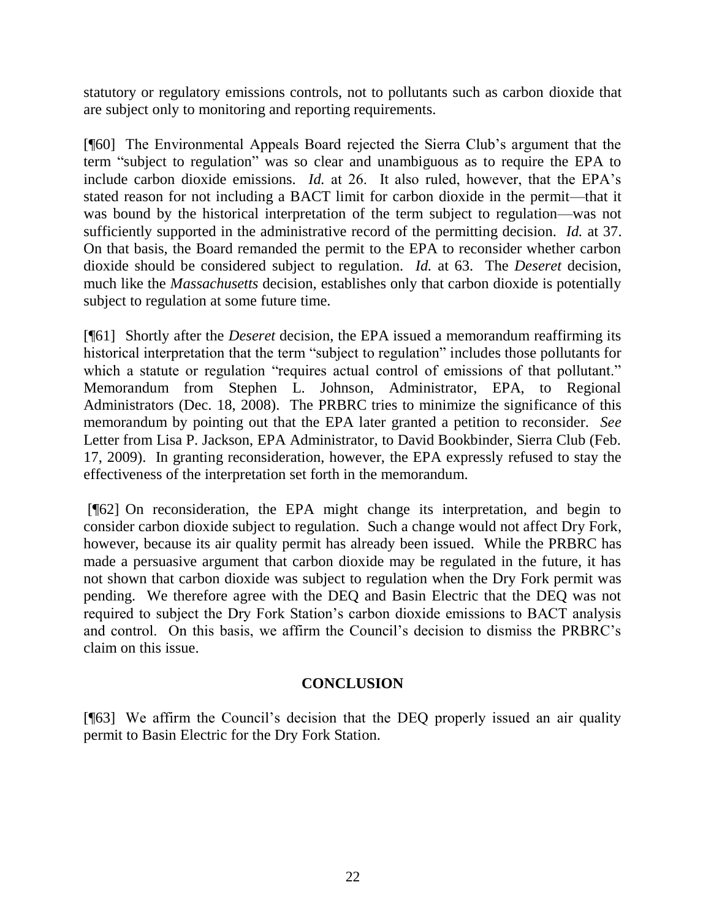statutory or regulatory emissions controls, not to pollutants such as carbon dioxide that are subject only to monitoring and reporting requirements.

[¶60] The Environmental Appeals Board rejected the Sierra Club's argument that the term "subject to regulation" was so clear and unambiguous as to require the EPA to include carbon dioxide emissions. *Id.* at 26. It also ruled, however, that the EPA's stated reason for not including a BACT limit for carbon dioxide in the permit—that it was bound by the historical interpretation of the term subject to regulation—was not sufficiently supported in the administrative record of the permitting decision. *Id.* at 37. On that basis, the Board remanded the permit to the EPA to reconsider whether carbon dioxide should be considered subject to regulation. *Id.* at 63. The *Deseret* decision, much like the *Massachusetts* decision, establishes only that carbon dioxide is potentially subject to regulation at some future time.

[¶61] Shortly after the *Deseret* decision, the EPA issued a memorandum reaffirming its historical interpretation that the term "subject to regulation" includes those pollutants for which a statute or regulation "requires actual control of emissions of that pollutant." Memorandum from Stephen L. Johnson, Administrator, EPA, to Regional Administrators (Dec. 18, 2008). The PRBRC tries to minimize the significance of this memorandum by pointing out that the EPA later granted a petition to reconsider. *See* Letter from Lisa P. Jackson, EPA Administrator, to David Bookbinder, Sierra Club (Feb. 17, 2009). In granting reconsideration, however, the EPA expressly refused to stay the effectiveness of the interpretation set forth in the memorandum.

[¶62] On reconsideration, the EPA might change its interpretation, and begin to consider carbon dioxide subject to regulation. Such a change would not affect Dry Fork, however, because its air quality permit has already been issued. While the PRBRC has made a persuasive argument that carbon dioxide may be regulated in the future, it has not shown that carbon dioxide was subject to regulation when the Dry Fork permit was pending. We therefore agree with the DEQ and Basin Electric that the DEQ was not required to subject the Dry Fork Station's carbon dioxide emissions to BACT analysis and control. On this basis, we affirm the Council's decision to dismiss the PRBRC's claim on this issue.

## CONCLUSION

[¶63] We affirm the Council's decision that the DEQ properly issued an air quality permit to Basin Electric for the Dry Fork Station.